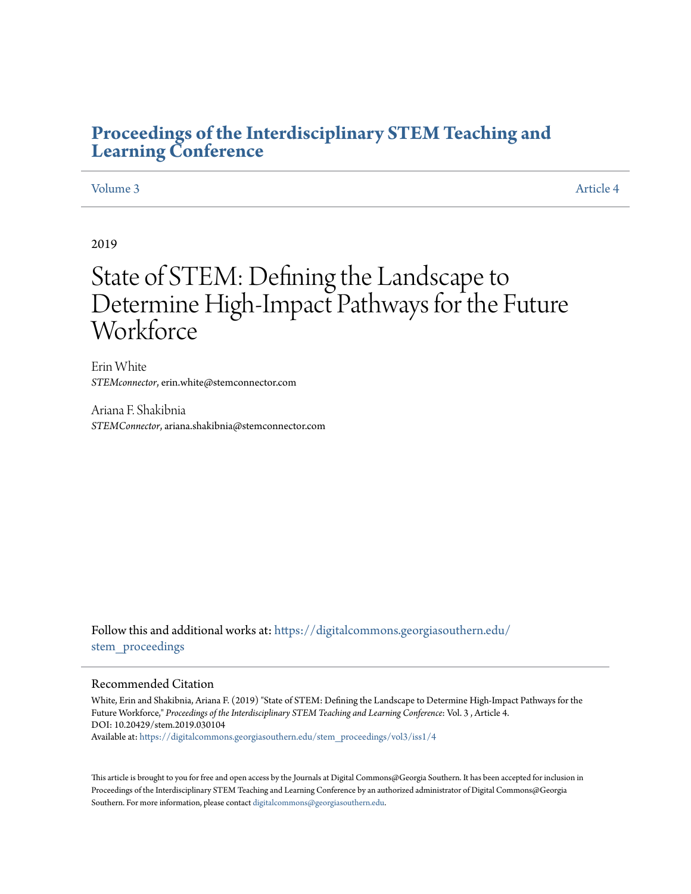# Proceedings of the Interdisciplinary STEM Teaching and Learning Conference

Volume 3 Article 4

2019

# State of STEM: Defining the Landscape to Determine High-Impact Pathways for the Future Workforce

Erin White
*STEMconnector*, erin.white@stemconnector.com

Ariana F. Shakibnia
*STEMConnector*, ariana.shakibnia@stemconnector.com

Follow this and additional works at: https://digitalcommons.georgiasouthern.edu/stem_proceedings

## Recommended Citation

White, Erin and Shakibnia, Ariana F. (2019) "State of STEM: Defining the Landscape to Determine High-Impact Pathways for the Future Workforce," *Proceedings of the Interdisciplinary STEM Teaching and Learning Conference*: Vol. 3 , Article 4.
DOI: 10.20429/stem.2019.030104
Available at: https://digitalcommons.georgiasouthern.edu/stem_proceedings/vol3/iss1/4

This article is brought to you for free and open access by the Journals at Digital Commons@Georgia Southern. It has been accepted for inclusion in Proceedings of the Interdisciplinary STEM Teaching and Learning Conference by an authorized administrator of Digital Commons@Georgia Southern. For more information, please contact digitalcommons@georgiasouthern.edu.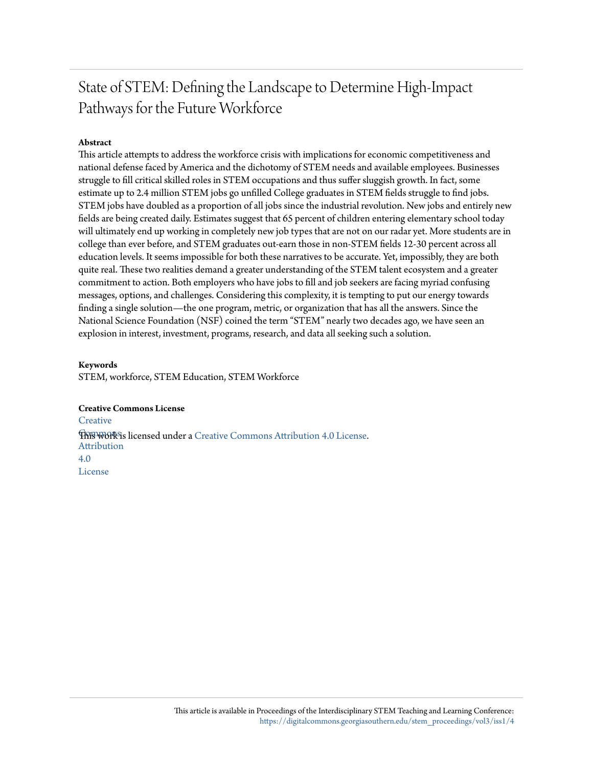# State of STEM: Defining the Landscape to Determine High-Impact Pathways for the Future Workforce

**Abstract**

This article attempts to address the workforce crisis with implications for economic competitiveness and national defense faced by America and the dichotomy of STEM needs and available employees. Businesses struggle to fill critical skilled roles in STEM occupations and thus suffer sluggish growth. In fact, some estimate up to 2.4 million STEM jobs go unfilled College graduates in STEM fields struggle to find jobs. STEM jobs have doubled as a proportion of all jobs since the industrial revolution. New jobs and entirely new fields are being created daily. Estimates suggest that 65 percent of children entering elementary school today will ultimately end up working in completely new job types that are not on our radar yet. More students are in college than ever before, and STEM graduates out-earn those in non-STEM fields 12-30 percent across all education levels. It seems impossible for both these narratives to be accurate. Yet, impossibly, they are both quite real. These two realities demand a greater understanding of the STEM talent ecosystem and a greater commitment to action. Both employers who have jobs to fill and job seekers are facing myriad confusing messages, options, and challenges. Considering this complexity, it is tempting to put our energy towards finding a single solution—the one program, metric, or organization that has all the answers. Since the National Science Foundation (NSF) coined the term "STEM" nearly two decades ago, we have seen an explosion in interest, investment, programs, research, and data all seeking such a solution.

**Keywords**

STEM, workforce, STEM Education, STEM Workforce

**Creative Commons License**

This work is licensed under a Creative Commons Attribution 4.0 License.

This article is available in Proceedings of the Interdisciplinary STEM Teaching and Learning Conference: https://digitalcommons.georgiasouthern.edu/stem_proceedings/vol3/iss1/4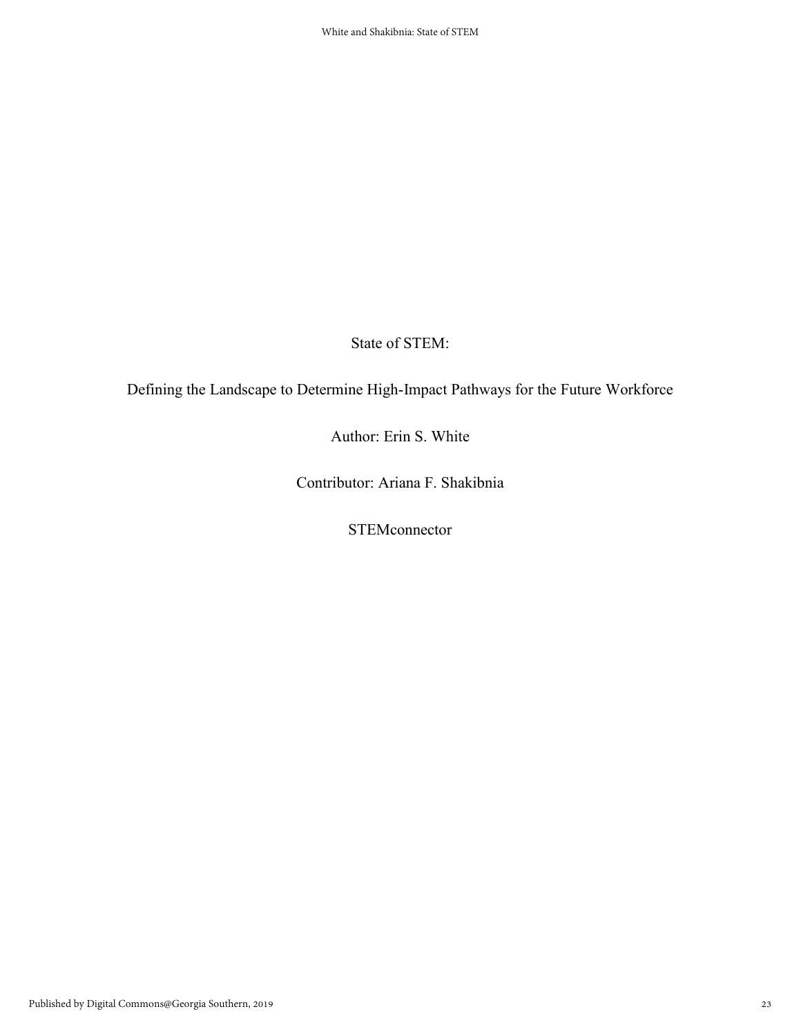# State of STEM:

## Defining the Landscape to Determine High-Impact Pathways for the Future Workforce

Author: Erin S. White

Contributor: Ariana F. Shakibnia

STEMconnector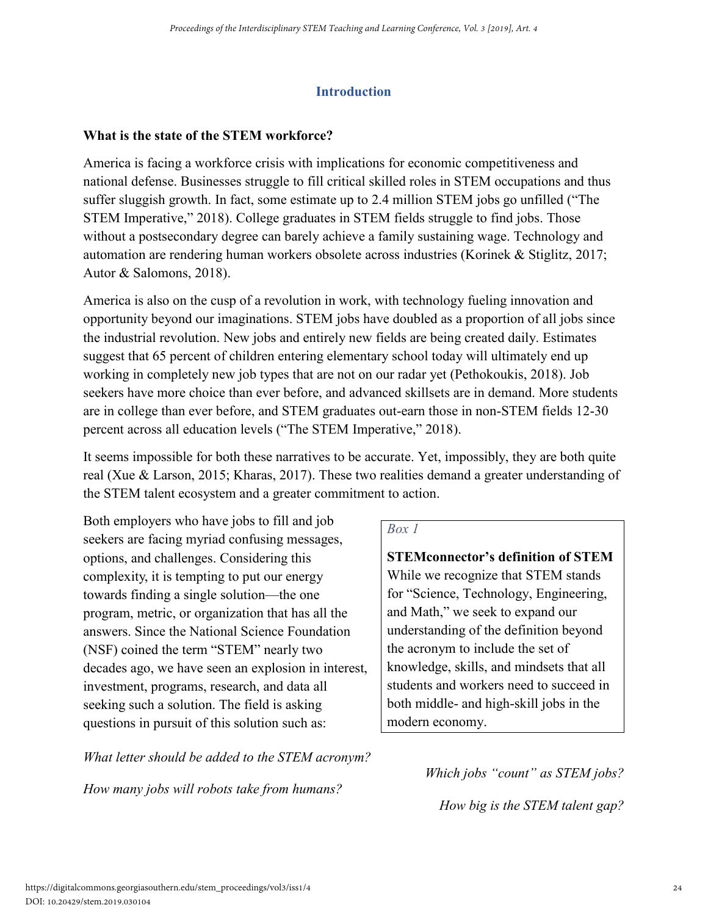## Introduction

### What is the state of the STEM workforce?

America is facing a workforce crisis with implications for economic competitiveness and national defense. Businesses struggle to fill critical skilled roles in STEM occupations and thus suffer sluggish growth. In fact, some estimate up to 2.4 million STEM jobs go unfilled ("The STEM Imperative," 2018). College graduates in STEM fields struggle to find jobs. Those without a postsecondary degree can barely achieve a family sustaining wage. Technology and automation are rendering human workers obsolete across industries (Korinek & Stiglitz, 2017; Autor & Salomons, 2018).

America is also on the cusp of a revolution in work, with technology fueling innovation and opportunity beyond our imaginations. STEM jobs have doubled as a proportion of all jobs since the industrial revolution. New jobs and entirely new fields are being created daily. Estimates suggest that 65 percent of children entering elementary school today will ultimately end up working in completely new job types that are not on our radar yet (Pethokoukis, 2018). Job seekers have more choice than ever before, and advanced skillsets are in demand. More students are in college than ever before, and STEM graduates out-earn those in non-STEM fields 12-30 percent across all education levels ("The STEM Imperative," 2018).

It seems impossible for both these narratives to be accurate. Yet, impossibly, they are both quite real (Xue & Larson, 2015; Kharas, 2017). These two realities demand a greater understanding of the STEM talent ecosystem and a greater commitment to action.

Both employers who have jobs to fill and job seekers are facing myriad confusing messages, options, and challenges. Considering this complexity, it is tempting to put our energy towards finding a single solution—the one program, metric, or organization that has all the answers. Since the National Science Foundation (NSF) coined the term "STEM" nearly two decades ago, we have seen an explosion in interest, investment, programs, research, and data all seeking such a solution. The field is asking questions in pursuit of this solution such as:

> *Box 1*
>
> **STEMconnector's definition of STEM**
> While we recognize that STEM stands for "Science, Technology, Engineering, and Math," we seek to expand our understanding of the definition beyond the acronym to include the set of knowledge, skills, and mindsets that all students and workers need to succeed in both middle- and high-skill jobs in the modern economy.

*What letter should be added to the STEM acronym?*

*Which jobs "count" as STEM jobs?*

*How many jobs will robots take from humans?*

*How big is the STEM talent gap?*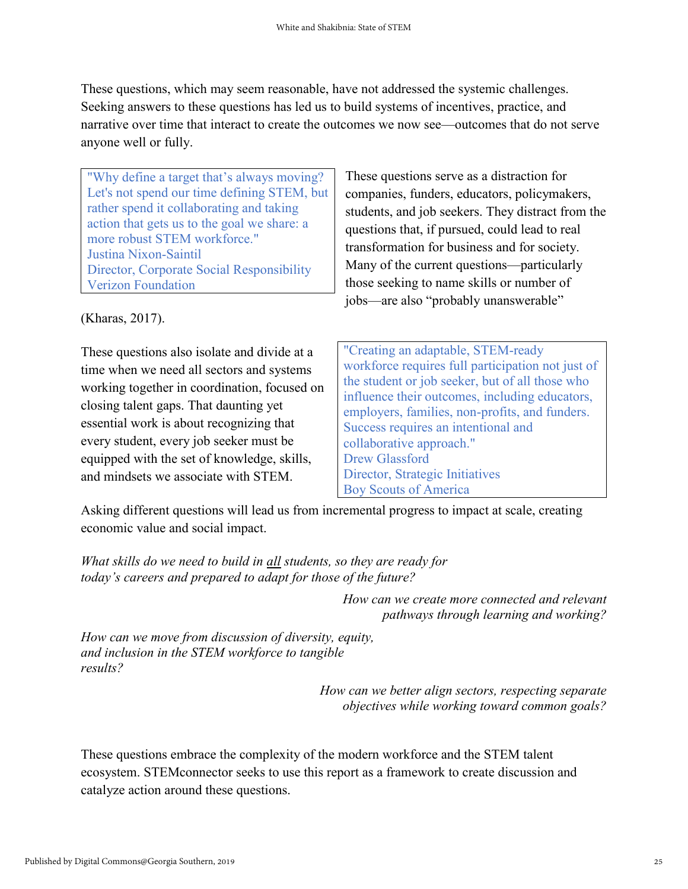These questions, which may seem reasonable, have not addressed the systemic challenges. Seeking answers to these questions has led us to build systems of incentives, practice, and narrative over time that interact to create the outcomes we now see—outcomes that do not serve anyone well or fully.

> "Why define a target that's always moving? Let's not spend our time defining STEM, but rather spend it collaborating and taking action that gets us to the goal we share: a more robust STEM workforce."
> Justina Nixon-Saintil
> Director, Corporate Social Responsibility
> Verizon Foundation

These questions serve as a distraction for companies, funders, educators, policymakers, students, and job seekers. They distract from the questions that, if pursued, could lead to real transformation for business and for society. Many of the current questions—particularly those seeking to name skills or number of jobs—are also "probably unanswerable" (Kharas, 2017).

These questions also isolate and divide at a time when we need all sectors and systems working together in coordination, focused on closing talent gaps. That daunting yet essential work is about recognizing that every student, every job seeker must be equipped with the set of knowledge, skills, and mindsets we associate with STEM.

> "Creating an adaptable, STEM-ready workforce requires full participation not just of the student or job seeker, but of all those who influence their outcomes, including educators, employers, families, non-profits, and funders. Success requires an intentional and collaborative approach."
> Drew Glassford
> Director, Strategic Initiatives
> Boy Scouts of America

Asking different questions will lead us from incremental progress to impact at scale, creating economic value and social impact.

*What skills do we need to build in <u>all</u> students, so they are ready for today's careers and prepared to adapt for those of the future?*

*How can we create more connected and relevant pathways through learning and working?*

*How can we move from discussion of diversity, equity, and inclusion in the STEM workforce to tangible results?*

*How can we better align sectors, respecting separate objectives while working toward common goals?*

These questions embrace the complexity of the modern workforce and the STEM talent ecosystem. STEMconnector seeks to use this report as a framework to create discussion and catalyze action around these questions.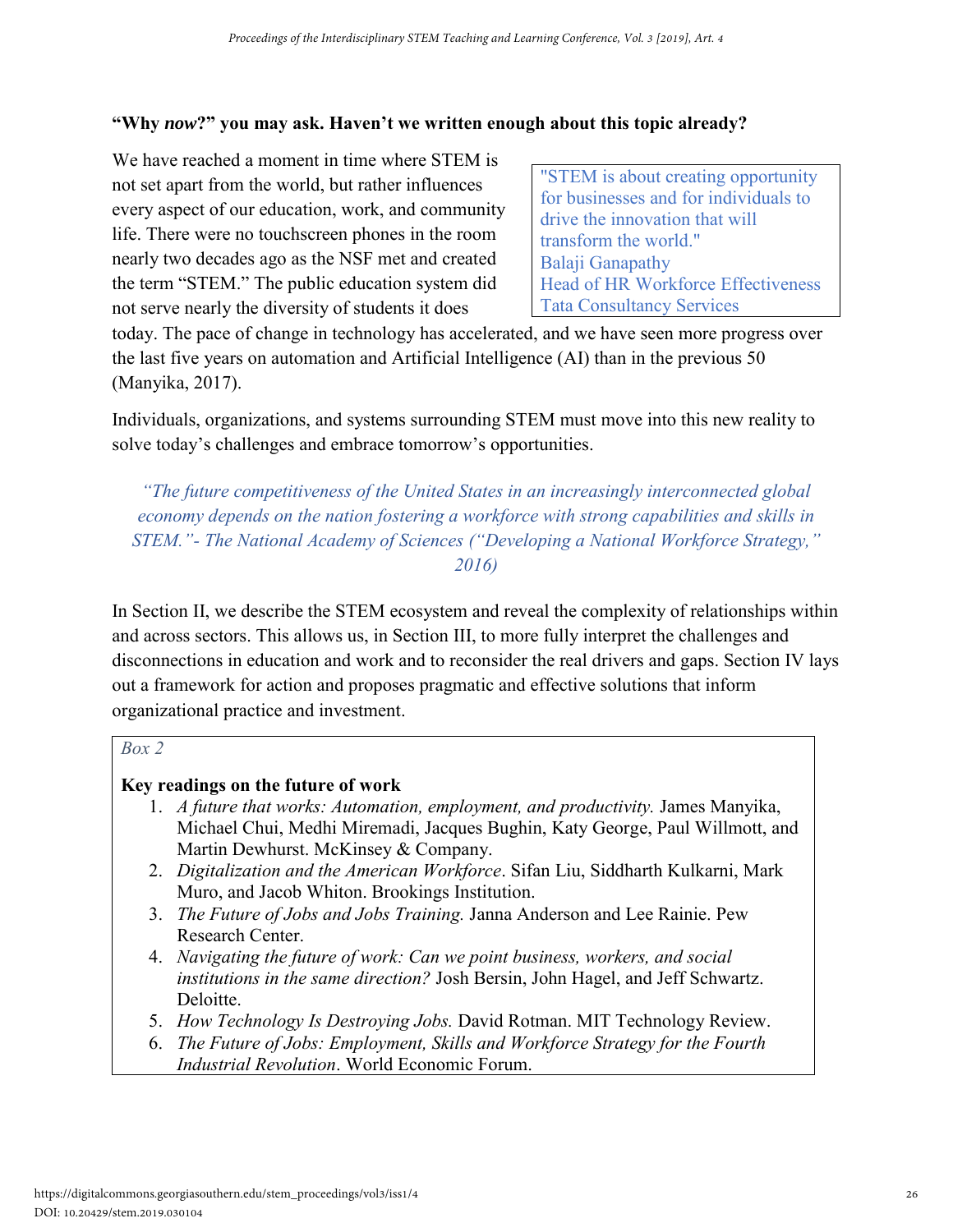**"Why *now*?" you may ask. Haven't we written enough about this topic already?**

We have reached a moment in time where STEM is not set apart from the world, but rather influences every aspect of our education, work, and community life. There were no touchscreen phones in the room nearly two decades ago as the NSF met and created the term "STEM." The public education system did not serve nearly the diversity of students it does today. The pace of change in technology has accelerated, and we have seen more progress over the last five years on automation and Artificial Intelligence (AI) than in the previous 50 (Manyika, 2017).

> "STEM is about creating opportunity for businesses and for individuals to drive the innovation that will transform the world."
> Balaji Ganapathy
> Head of HR Workforce Effectiveness
> Tata Consultancy Services

Individuals, organizations, and systems surrounding STEM must move into this new reality to solve today's challenges and embrace tomorrow's opportunities.

*"The future competitiveness of the United States in an increasingly interconnected global economy depends on the nation fostering a workforce with strong capabilities and skills in STEM."- The National Academy of Sciences ("Developing a National Workforce Strategy," 2016)*

In Section II, we describe the STEM ecosystem and reveal the complexity of relationships within and across sectors. This allows us, in Section III, to more fully interpret the challenges and disconnections in education and work and to reconsider the real drivers and gaps. Section IV lays out a framework for action and proposes pragmatic and effective solutions that inform organizational practice and investment.

*Box 2*

**Key readings on the future of work**

1. *A future that works: Automation, employment, and productivity.* James Manyika, Michael Chui, Medhi Miremadi, Jacques Bughin, Katy George, Paul Willmott, and Martin Dewhurst. McKinsey & Company.
2. *Digitalization and the American Workforce*. Sifan Liu, Siddharth Kulkarni, Mark Muro, and Jacob Whiton. Brookings Institution.
3. *The Future of Jobs and Jobs Training.* Janna Anderson and Lee Rainie. Pew Research Center.
4. *Navigating the future of work: Can we point business, workers, and social institutions in the same direction?* Josh Bersin, John Hagel, and Jeff Schwartz. Deloitte.
5. *How Technology Is Destroying Jobs.* David Rotman. MIT Technology Review.
6. *The Future of Jobs: Employment, Skills and Workforce Strategy for the Fourth Industrial Revolution*. World Economic Forum.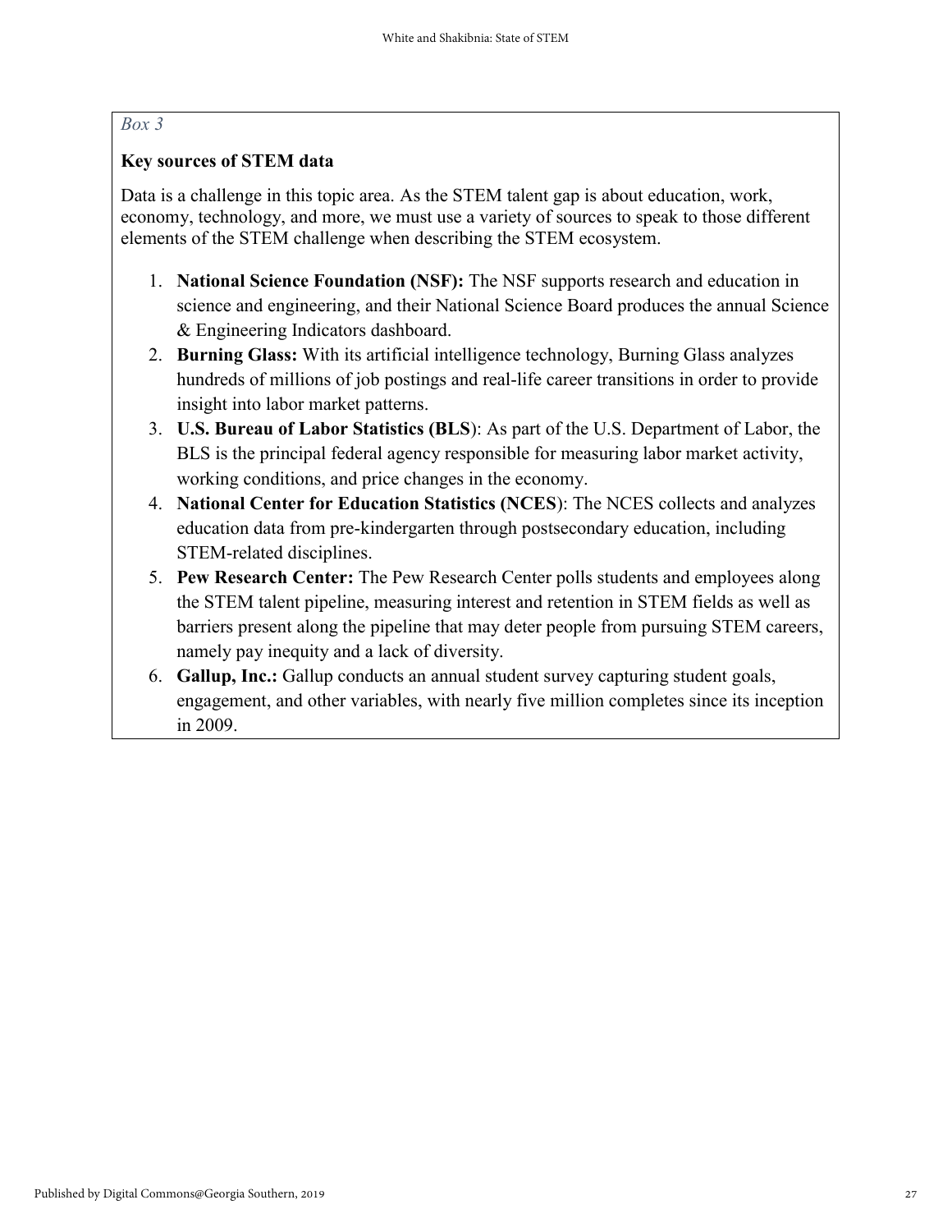*Box 3*

**Key sources of STEM data**

Data is a challenge in this topic area. As the STEM talent gap is about education, work, economy, technology, and more, we must use a variety of sources to speak to those different elements of the STEM challenge when describing the STEM ecosystem.

1. **National Science Foundation (NSF):** The NSF supports research and education in science and engineering, and their National Science Board produces the annual Science & Engineering Indicators dashboard.
2. **Burning Glass:** With its artificial intelligence technology, Burning Glass analyzes hundreds of millions of job postings and real-life career transitions in order to provide insight into labor market patterns.
3. **U.S. Bureau of Labor Statistics (BLS)**: As part of the U.S. Department of Labor, the BLS is the principal federal agency responsible for measuring labor market activity, working conditions, and price changes in the economy.
4. **National Center for Education Statistics (NCES)**: The NCES collects and analyzes education data from pre-kindergarten through postsecondary education, including STEM-related disciplines.
5. **Pew Research Center:** The Pew Research Center polls students and employees along the STEM talent pipeline, measuring interest and retention in STEM fields as well as barriers present along the pipeline that may deter people from pursuing STEM careers, namely pay inequity and a lack of diversity.
6. **Gallup, Inc.:** Gallup conducts an annual student survey capturing student goals, engagement, and other variables, with nearly five million completes since its inception in 2009.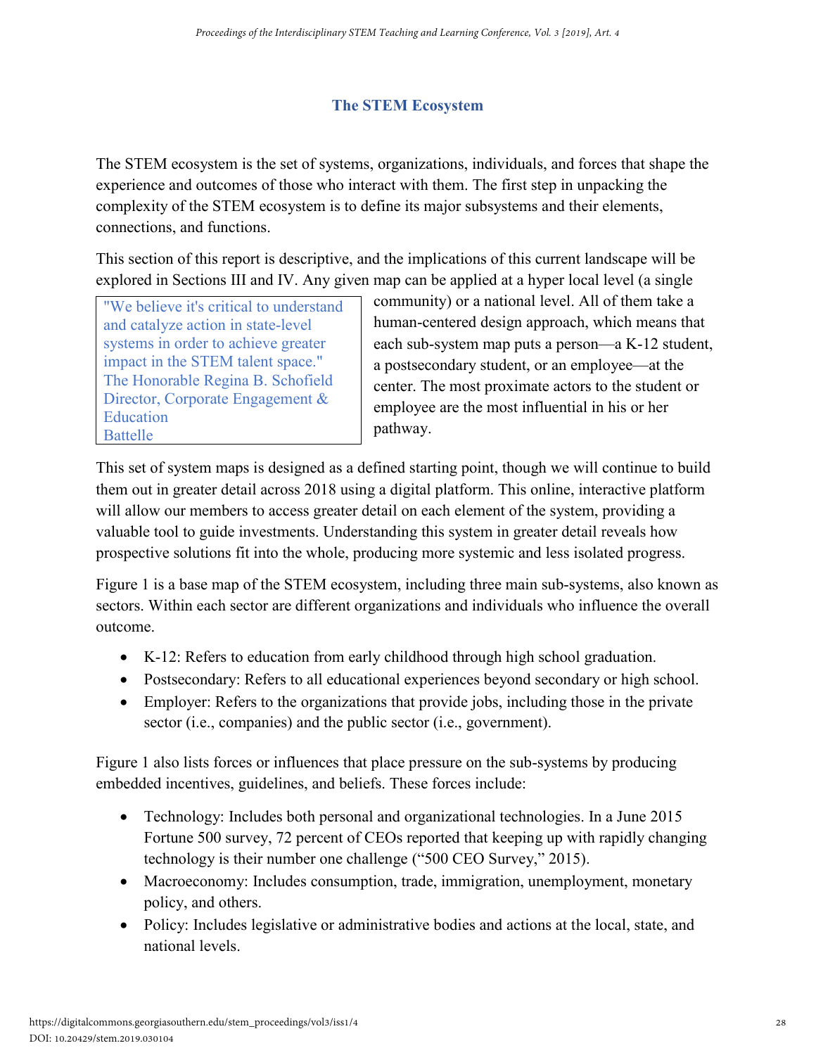## The STEM Ecosystem

The STEM ecosystem is the set of systems, organizations, individuals, and forces that shape the experience and outcomes of those who interact with them. The first step in unpacking the complexity of the STEM ecosystem is to define its major subsystems and their elements, connections, and functions.

This section of this report is descriptive, and the implications of this current landscape will be explored in Sections III and IV. Any given map can be applied at a hyper local level (a single community) or a national level. All of them take a human-centered design approach, which means that each sub-system map puts a person—a K-12 student, a postsecondary student, or an employee—at the center. The most proximate actors to the student or employee are the most influential in his or her pathway.

> "We believe it's critical to understand and catalyze action in state-level systems in order to achieve greater impact in the STEM talent space."
> The Honorable Regina B. Schofield
> Director, Corporate Engagement & Education
> Battelle

This set of system maps is designed as a defined starting point, though we will continue to build them out in greater detail across 2018 using a digital platform. This online, interactive platform will allow our members to access greater detail on each element of the system, providing a valuable tool to guide investments. Understanding this system in greater detail reveals how prospective solutions fit into the whole, producing more systemic and less isolated progress.

Figure 1 is a base map of the STEM ecosystem, including three main sub-systems, also known as sectors. Within each sector are different organizations and individuals who influence the overall outcome.

- K-12: Refers to education from early childhood through high school graduation.
- Postsecondary: Refers to all educational experiences beyond secondary or high school.
- Employer: Refers to the organizations that provide jobs, including those in the private sector (i.e., companies) and the public sector (i.e., government).

Figure 1 also lists forces or influences that place pressure on the sub-systems by producing embedded incentives, guidelines, and beliefs. These forces include:

- Technology: Includes both personal and organizational technologies. In a June 2015 Fortune 500 survey, 72 percent of CEOs reported that keeping up with rapidly changing technology is their number one challenge ("500 CEO Survey," 2015).
- Macroeconomy: Includes consumption, trade, immigration, unemployment, monetary policy, and others.
- Policy: Includes legislative or administrative bodies and actions at the local, state, and national levels.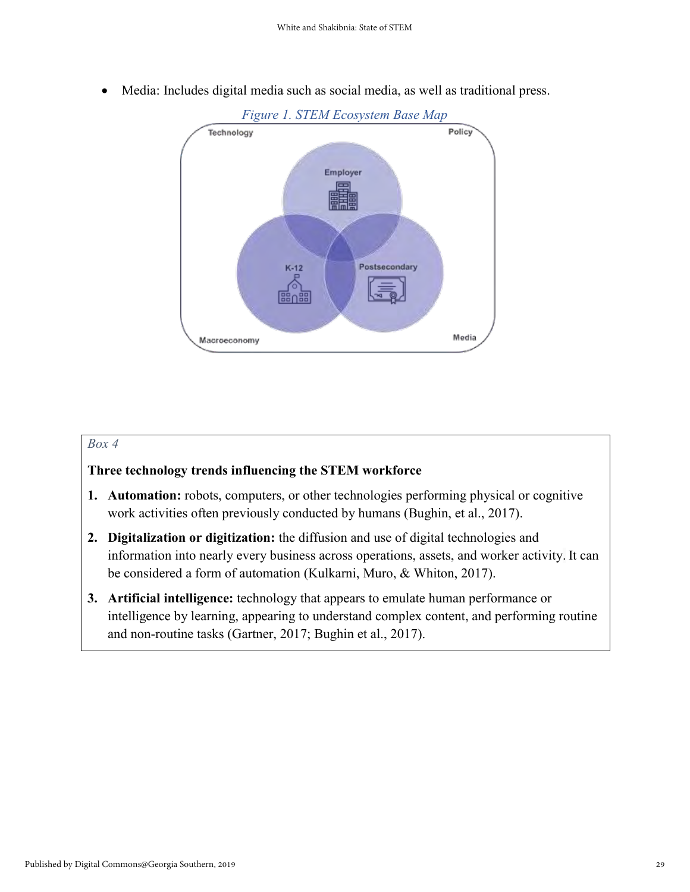- Media: Includes digital media such as social media, as well as traditional press.

*Figure 1. STEM Ecosystem Base Map*

*Box 4*

**Three technology trends influencing the STEM workforce**

1. **Automation:** robots, computers, or other technologies performing physical or cognitive work activities often previously conducted by humans (Bughin, et al., 2017).
2. **Digitalization or digitization:** the diffusion and use of digital technologies and information into nearly every business across operations, assets, and worker activity. It can be considered a form of automation (Kulkarni, Muro, & Whiton, 2017).
3. **Artificial intelligence:** technology that appears to emulate human performance or intelligence by learning, appearing to understand complex content, and performing routine and non-routine tasks (Gartner, 2017; Bughin et al., 2017).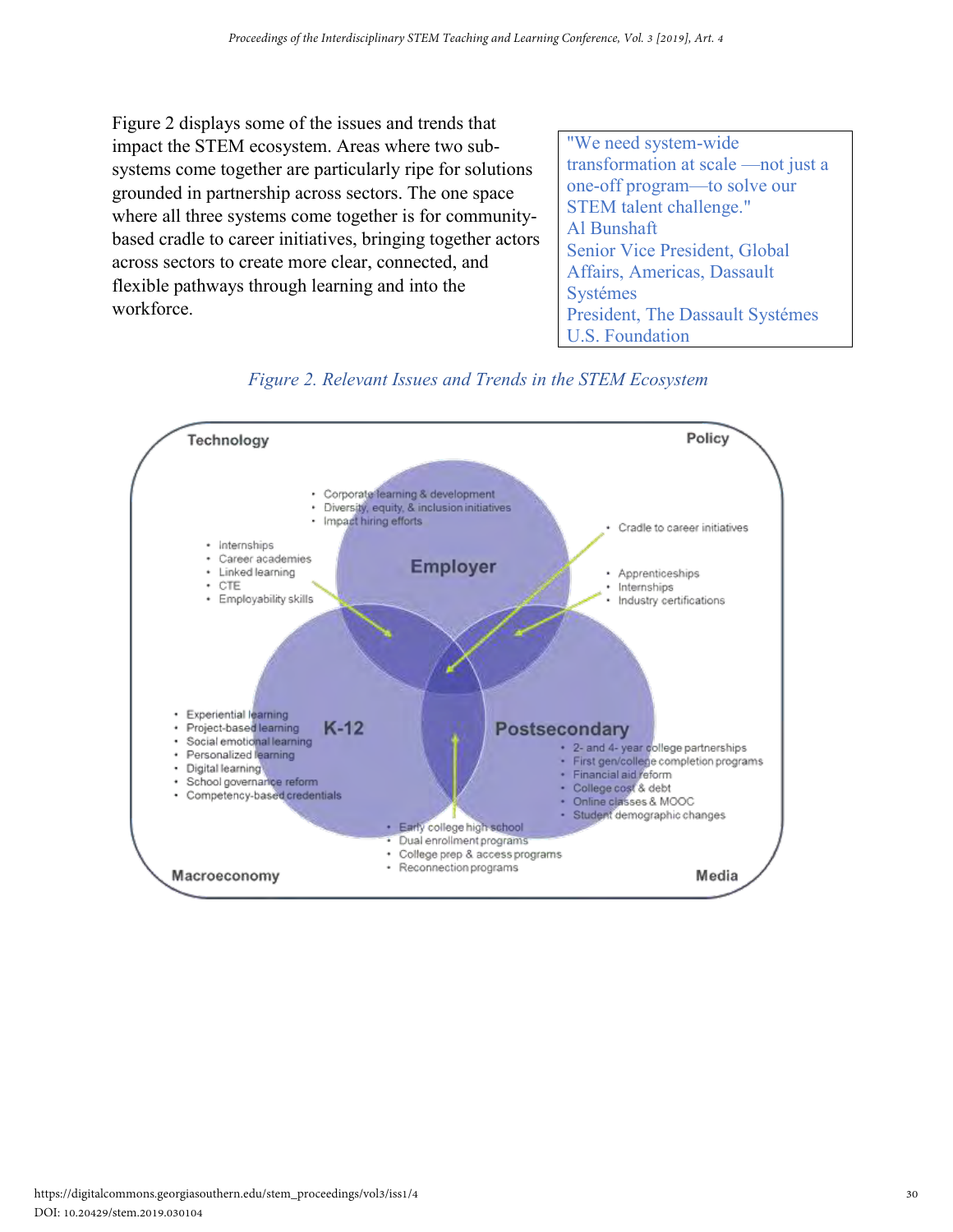Figure 2 displays some of the issues and trends that impact the STEM ecosystem. Areas where two sub-systems come together are particularly ripe for solutions grounded in partnership across sectors. The one space where all three systems come together is for community-based cradle to career initiatives, bringing together actors across sectors to create more clear, connected, and flexible pathways through learning and into the workforce.

> "We need system-wide transformation at scale —not just a one-off program—to solve our STEM talent challenge."
> Al Bunshaft
> Senior Vice President, Global Affairs, Americas, Dassault Systémes
> President, The Dassault Systémes U.S. Foundation

*Figure 2. Relevant Issues and Trends in the STEM Ecosystem*

Technology

Policy

Macroeconomy

Media

**Employer**
- Corporate learning & development
- Diversity, equity, & inclusion initiatives
- Impact hiring efforts

**K-12**
- Experiential learning
- Project-based learning
- Social emotional learning
- Personalized learning
- Digital learning
- School governance reform
- Competency-based credentials

**Postsecondary**
- 2- and 4- year college partnerships
- First gen/college completion programs
- Financial aid reform
- College cost & debt
- Online classes & MOOC
- Student demographic changes

Employer and K-12:
- Internships
- Career academies
- Linked learning
- CTE
- Employability skills

Employer and Postsecondary:
- Apprenticeships
- Internships
- Industry certifications

K-12 and Postsecondary:
- Early college high school
- Dual enrollment programs
- College prep & access programs
- Reconnection programs

All three:
- Cradle to career initiatives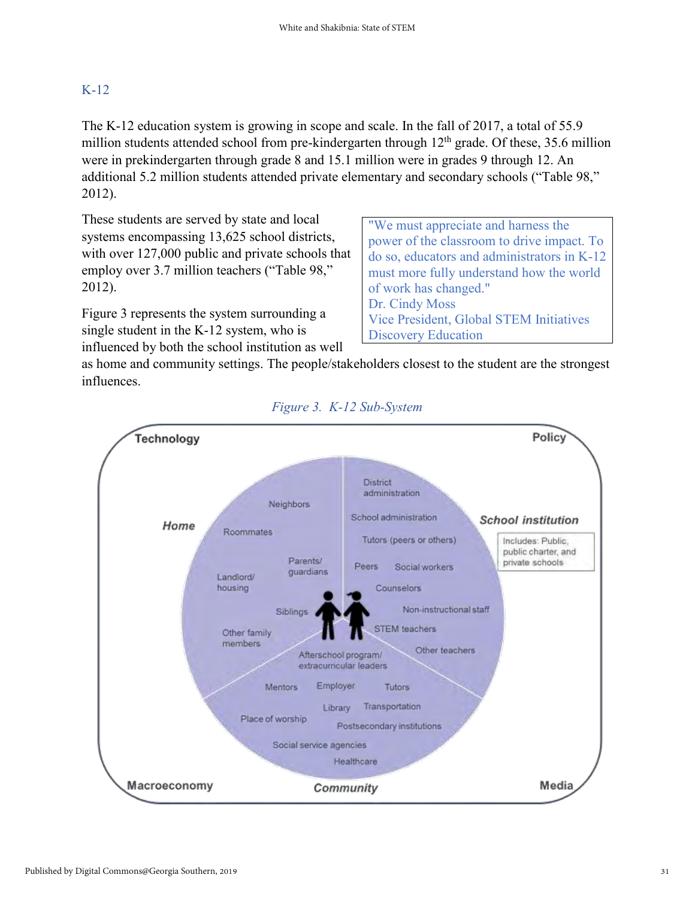## K-12

The K-12 education system is growing in scope and scale. In the fall of 2017, a total of 55.9 million students attended school from pre-kindergarten through 12th grade. Of these, 35.6 million were in prekindergarten through grade 8 and 15.1 million were in grades 9 through 12. An additional 5.2 million students attended private elementary and secondary schools ("Table 98," 2012).

These students are served by state and local systems encompassing 13,625 school districts, with over 127,000 public and private schools that employ over 3.7 million teachers ("Table 98," 2012).

> "We must appreciate and harness the power of the classroom to drive impact. To do so, educators and administrators in K-12 must more fully understand how the world of work has changed."
> Dr. Cindy Moss
> Vice President, Global STEM Initiatives
> Discovery Education

Figure 3 represents the system surrounding a single student in the K-12 system, who is influenced by both the school institution as well as home and community settings. The people/stakeholders closest to the student are the strongest influences.

*Figure 3. K-12 Sub-System*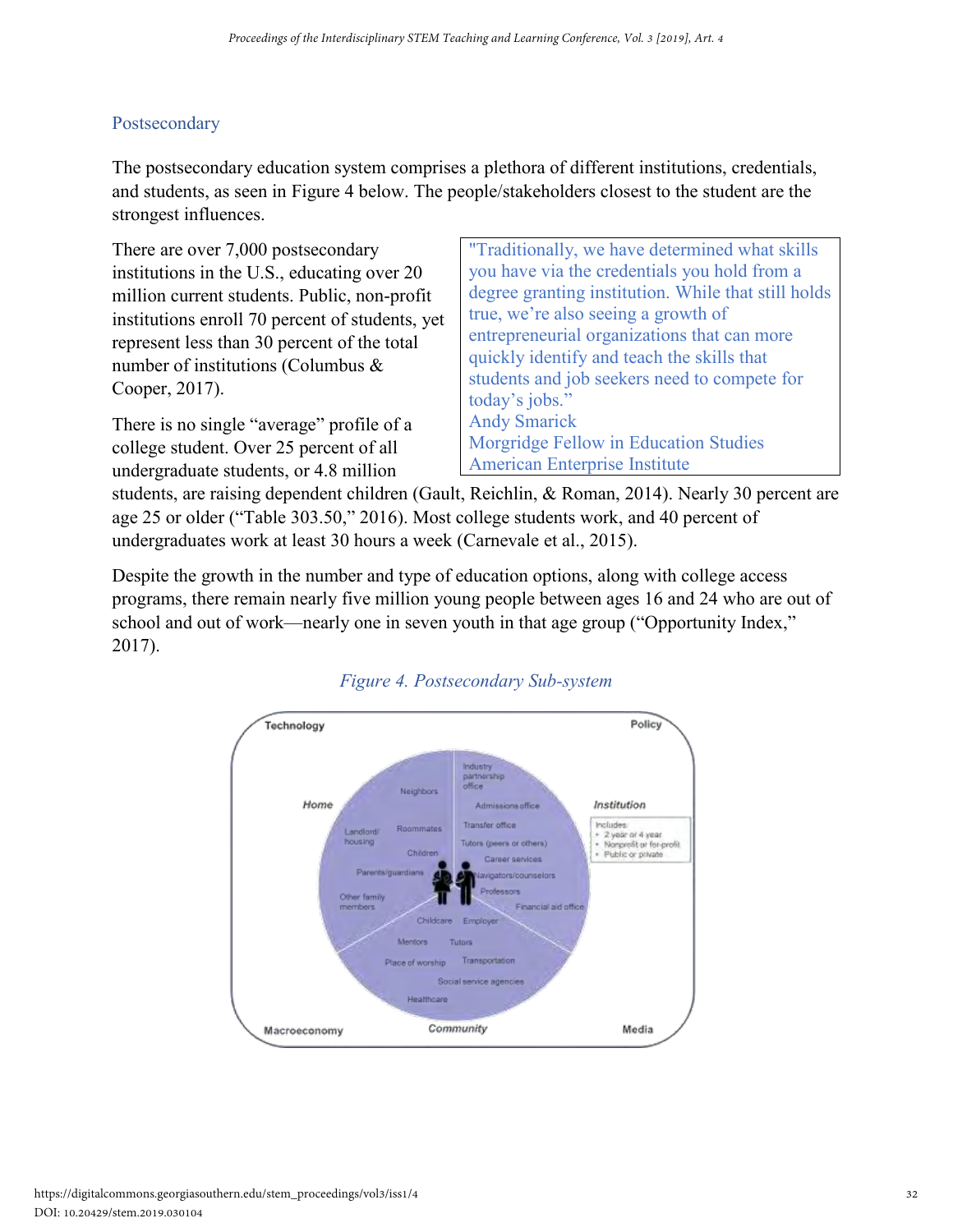## Postsecondary

The postsecondary education system comprises a plethora of different institutions, credentials, and students, as seen in Figure 4 below. The people/stakeholders closest to the student are the strongest influences.

There are over 7,000 postsecondary institutions in the U.S., educating over 20 million current students. Public, non-profit institutions enroll 70 percent of students, yet represent less than 30 percent of the total number of institutions (Columbus & Cooper, 2017).

> "Traditionally, we have determined what skills you have via the credentials you hold from a degree granting institution. While that still holds true, we're also seeing a growth of entrepreneurial organizations that can more quickly identify and teach the skills that students and job seekers need to compete for today's jobs."
> Andy Smarick
> Morgridge Fellow in Education Studies
> American Enterprise Institute

There is no single "average" profile of a college student. Over 25 percent of all undergraduate students, or 4.8 million students, are raising dependent children (Gault, Reichlin, & Roman, 2014). Nearly 30 percent are age 25 or older ("Table 303.50," 2016). Most college students work, and 40 percent of undergraduates work at least 30 hours a week (Carnevale et al., 2015).

Despite the growth in the number and type of education options, along with college access programs, there remain nearly five million young people between ages 16 and 24 who are out of school and out of work—nearly one in seven youth in that age group ("Opportunity Index," 2017).

*Figure 4. Postsecondary Sub-system*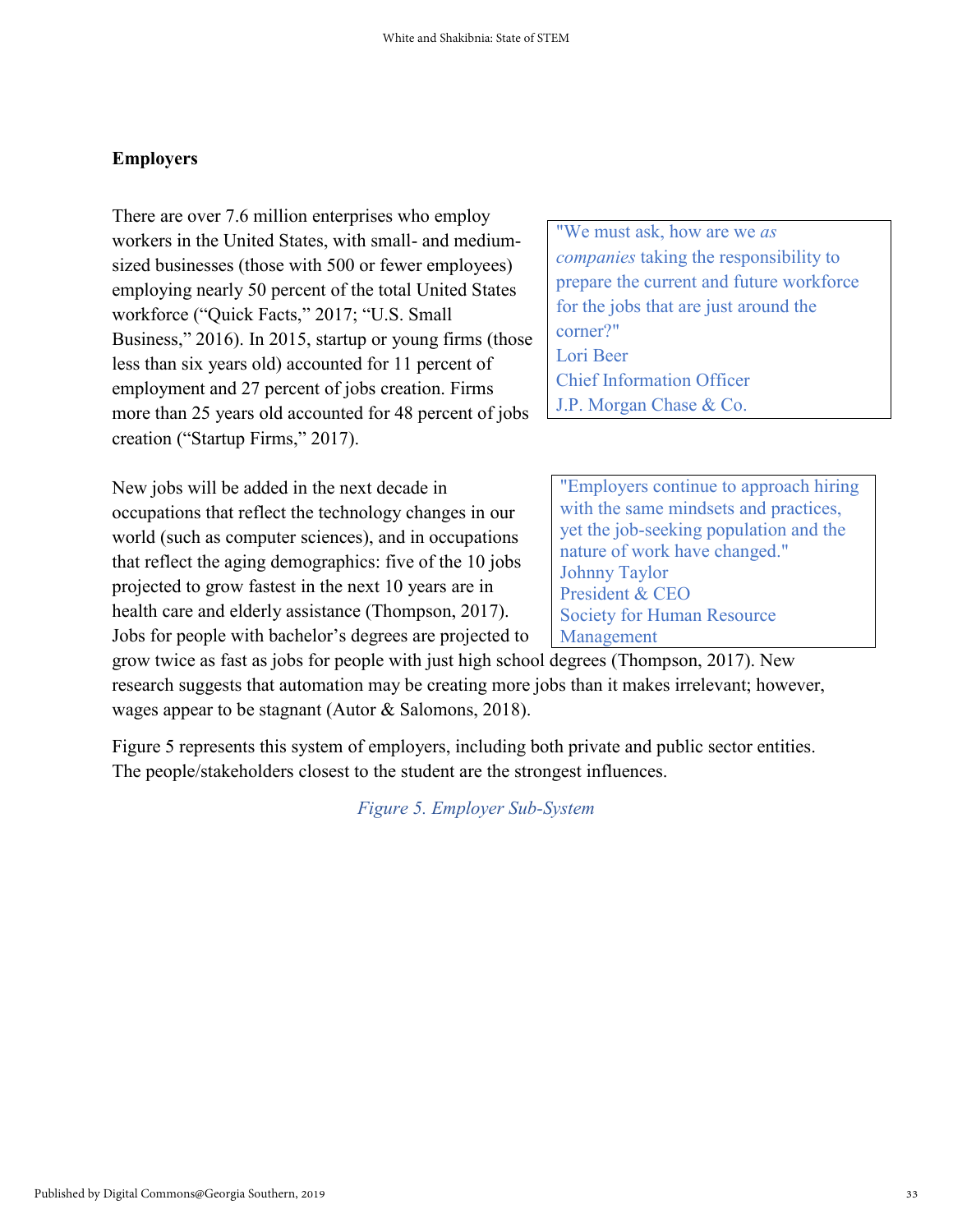## Employers

There are over 7.6 million enterprises who employ workers in the United States, with small- and medium-sized businesses (those with 500 or fewer employees) employing nearly 50 percent of the total United States workforce ("Quick Facts," 2017; "U.S. Small Business," 2016). In 2015, startup or young firms (those less than six years old) accounted for 11 percent of employment and 27 percent of jobs creation. Firms more than 25 years old accounted for 48 percent of jobs creation ("Startup Firms," 2017).

> "We must ask, how are we *as companies* taking the responsibility to prepare the current and future workforce for the jobs that are just around the corner?"
> Lori Beer
> Chief Information Officer
> J.P. Morgan Chase & Co.

New jobs will be added in the next decade in occupations that reflect the technology changes in our world (such as computer sciences), and in occupations that reflect the aging demographics: five of the 10 jobs projected to grow fastest in the next 10 years are in health care and elderly assistance (Thompson, 2017). Jobs for people with bachelor's degrees are projected to grow twice as fast as jobs for people with just high school degrees (Thompson, 2017). New research suggests that automation may be creating more jobs than it makes irrelevant; however, wages appear to be stagnant (Autor & Salomons, 2018).

> "Employers continue to approach hiring with the same mindsets and practices, yet the job-seeking population and the nature of work have changed."
> Johnny Taylor
> President & CEO
> Society for Human Resource Management

Figure 5 represents this system of employers, including both private and public sector entities. The people/stakeholders closest to the student are the strongest influences.

*Figure 5. Employer Sub-System*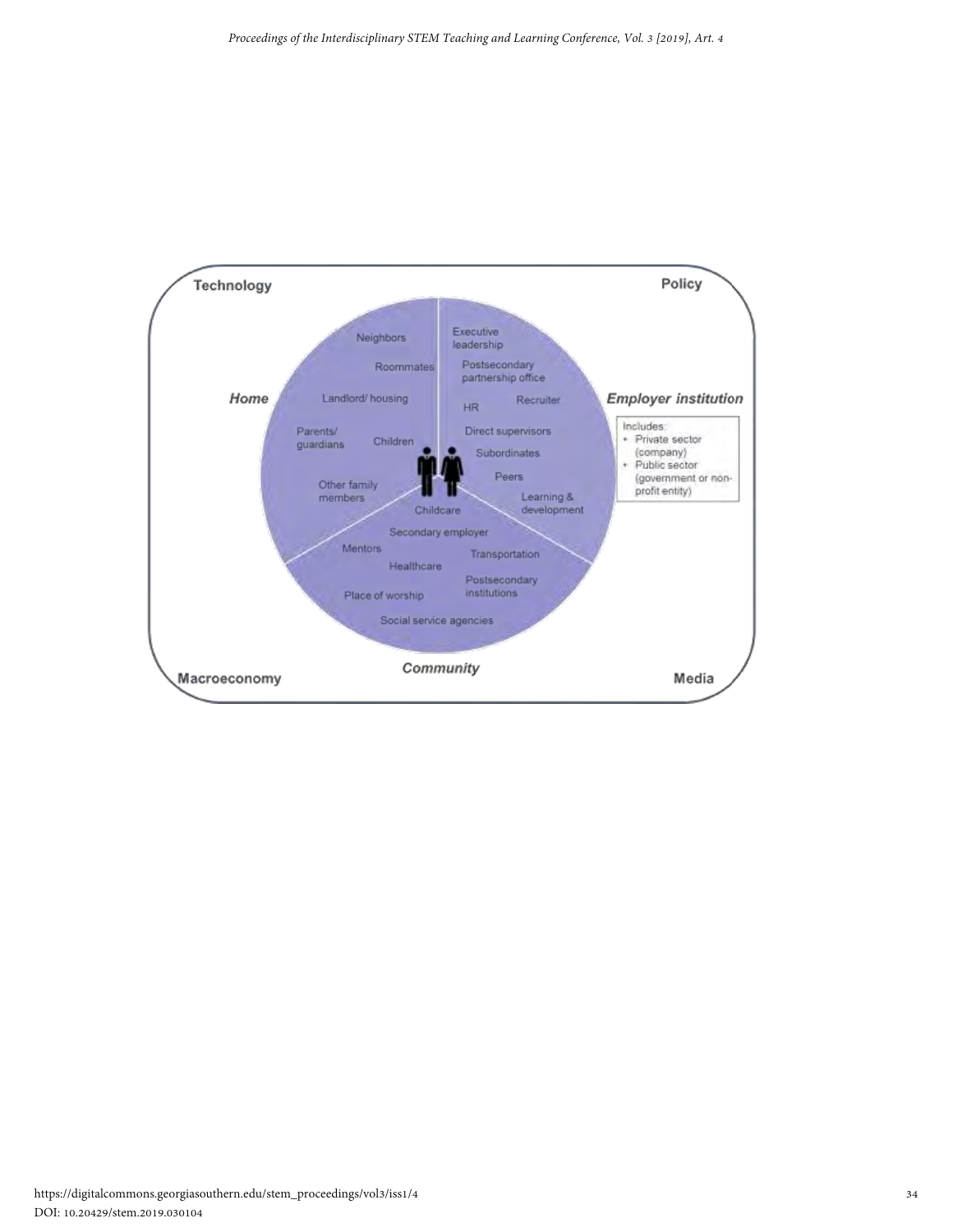Technology

Policy

*Home*

- Neighbors
- Roommates
- Landlord/ housing
- Parents/ guardians
- Children
- Other family members

*Employer institution*

- Executive leadership
- Postsecondary partnership office
- HR
- Recruiter
- Direct supervisors
- Subordinates
- Peers
- Learning & development

Includes:
- Private sector (company)
- Public sector (government or non-profit entity)

*Community*

- Childcare
- Secondary employer
- Mentors
- Transportation
- Healthcare
- Postsecondary institutions
- Place of worship
- Social service agencies

Macroeconomy

Media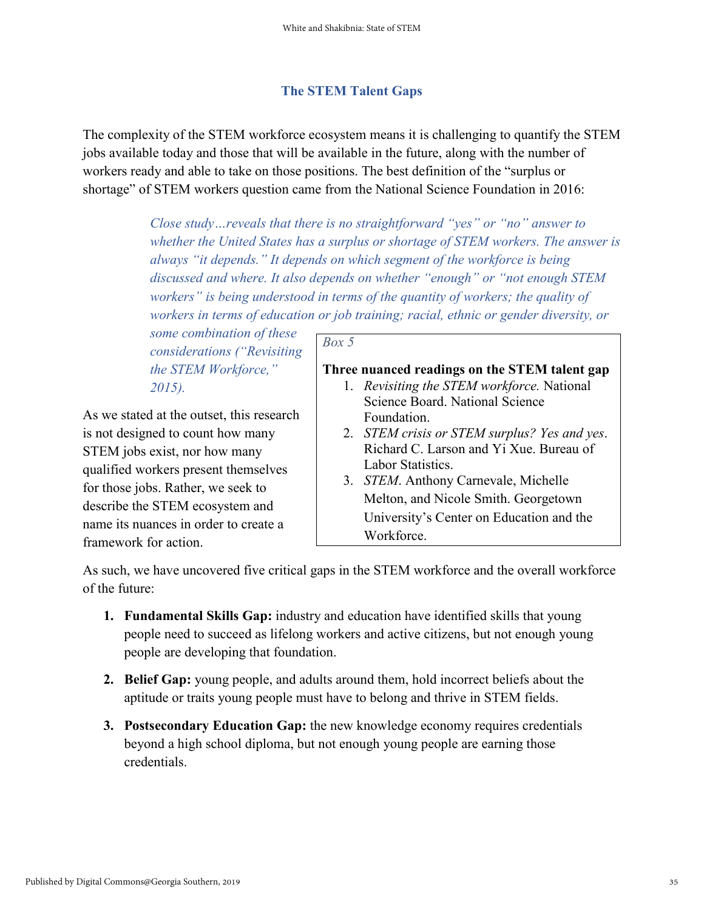## The STEM Talent Gaps

The complexity of the STEM workforce ecosystem means it is challenging to quantify the STEM jobs available today and those that will be available in the future, along with the number of workers ready and able to take on those positions. The best definition of the "surplus or shortage" of STEM workers question came from the National Science Foundation in 2016:

> *Close study…reveals that there is no straightforward "yes" or "no" answer to whether the United States has a surplus or shortage of STEM workers. The answer is always "it depends." It depends on which segment of the workforce is being discussed and where. It also depends on whether "enough" or "not enough STEM workers" is being understood in terms of the quantity of workers; the quality of workers in terms of education or job training; racial, ethnic or gender diversity, or some combination of these considerations ("Revisiting the STEM Workforce," 2015).*

As we stated at the outset, this research is not designed to count how many STEM jobs exist, nor how many qualified workers present themselves for those jobs. Rather, we seek to describe the STEM ecosystem and name its nuances in order to create a framework for action.

*Box 5*

**Three nuanced readings on the STEM talent gap**

1. *Revisiting the STEM workforce.* National Science Board. National Science Foundation.
2. *STEM crisis or STEM surplus? Yes and yes*. Richard C. Larson and Yi Xue. Bureau of Labor Statistics.
3. *STEM.* Anthony Carnevale, Michelle Melton, and Nicole Smith. Georgetown University's Center on Education and the Workforce.

As such, we have uncovered five critical gaps in the STEM workforce and the overall workforce of the future:

1. **Fundamental Skills Gap:** industry and education have identified skills that young people need to succeed as lifelong workers and active citizens, but not enough young people are developing that foundation.
2. **Belief Gap:** young people, and adults around them, hold incorrect beliefs about the aptitude or traits young people must have to belong and thrive in STEM fields.
3. **Postsecondary Education Gap:** the new knowledge economy requires credentials beyond a high school diploma, but not enough young people are earning those credentials.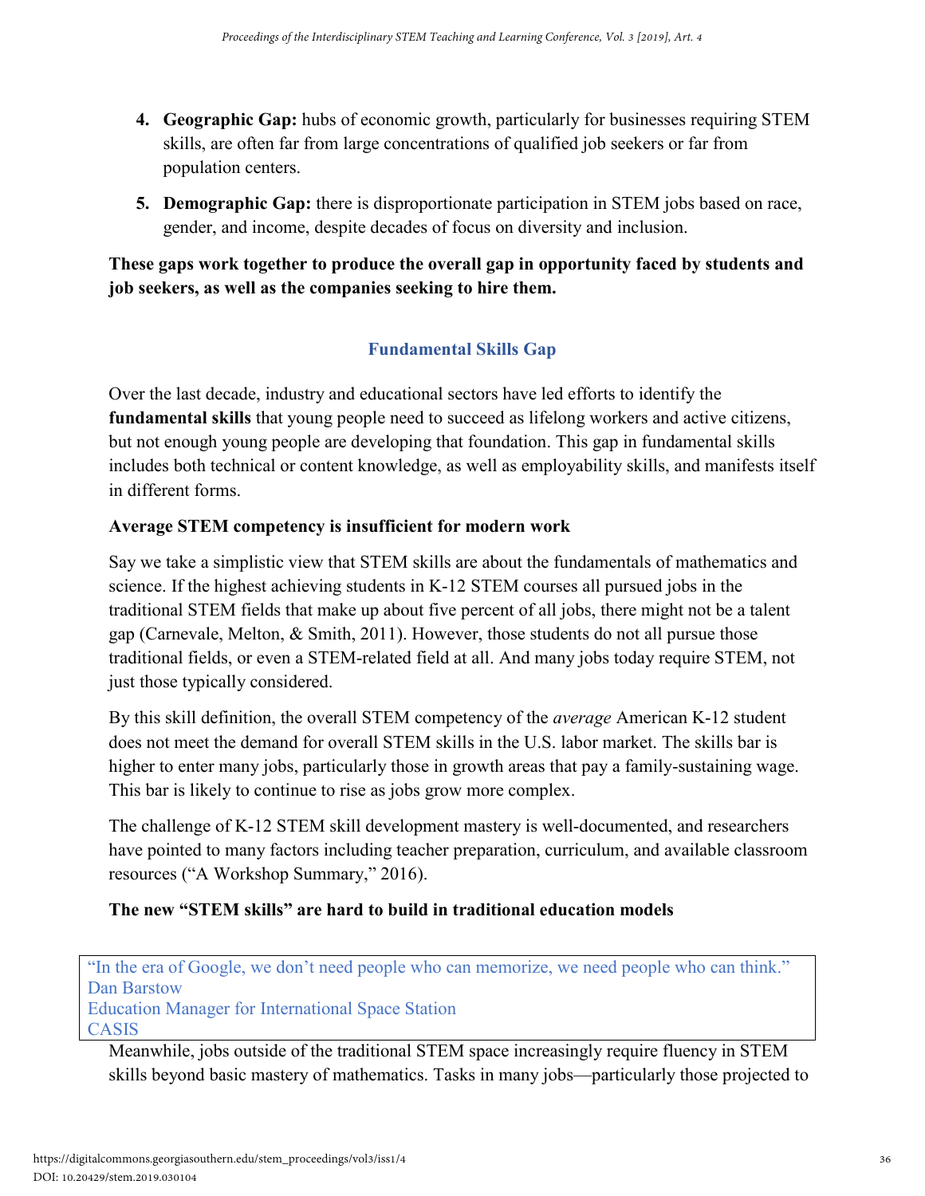4. **Geographic Gap:** hubs of economic growth, particularly for businesses requiring STEM skills, are often far from large concentrations of qualified job seekers or far from population centers.

5. **Demographic Gap:** there is disproportionate participation in STEM jobs based on race, gender, and income, despite decades of focus on diversity and inclusion.

**These gaps work together to produce the overall gap in opportunity faced by students and job seekers, as well as the companies seeking to hire them.**

## Fundamental Skills Gap

Over the last decade, industry and educational sectors have led efforts to identify the **fundamental skills** that young people need to succeed as lifelong workers and active citizens, but not enough young people are developing that foundation. This gap in fundamental skills includes both technical or content knowledge, as well as employability skills, and manifests itself in different forms.

### Average STEM competency is insufficient for modern work

Say we take a simplistic view that STEM skills are about the fundamentals of mathematics and science. If the highest achieving students in K-12 STEM courses all pursued jobs in the traditional STEM fields that make up about five percent of all jobs, there might not be a talent gap (Carnevale, Melton, & Smith, 2011). However, those students do not all pursue those traditional fields, or even a STEM-related field at all. And many jobs today require STEM, not just those typically considered.

By this skill definition, the overall STEM competency of the *average* American K-12 student does not meet the demand for overall STEM skills in the U.S. labor market. The skills bar is higher to enter many jobs, particularly those in growth areas that pay a family-sustaining wage. This bar is likely to continue to rise as jobs grow more complex.

The challenge of K-12 STEM skill development mastery is well-documented, and researchers have pointed to many factors including teacher preparation, curriculum, and available classroom resources ("A Workshop Summary," 2016).

### The new "STEM skills" are hard to build in traditional education models

> "In the era of Google, we don't need people who can memorize, we need people who can think."
> Dan Barstow
> Education Manager for International Space Station
> CASIS

Meanwhile, jobs outside of the traditional STEM space increasingly require fluency in STEM skills beyond basic mastery of mathematics. Tasks in many jobs—particularly those projected to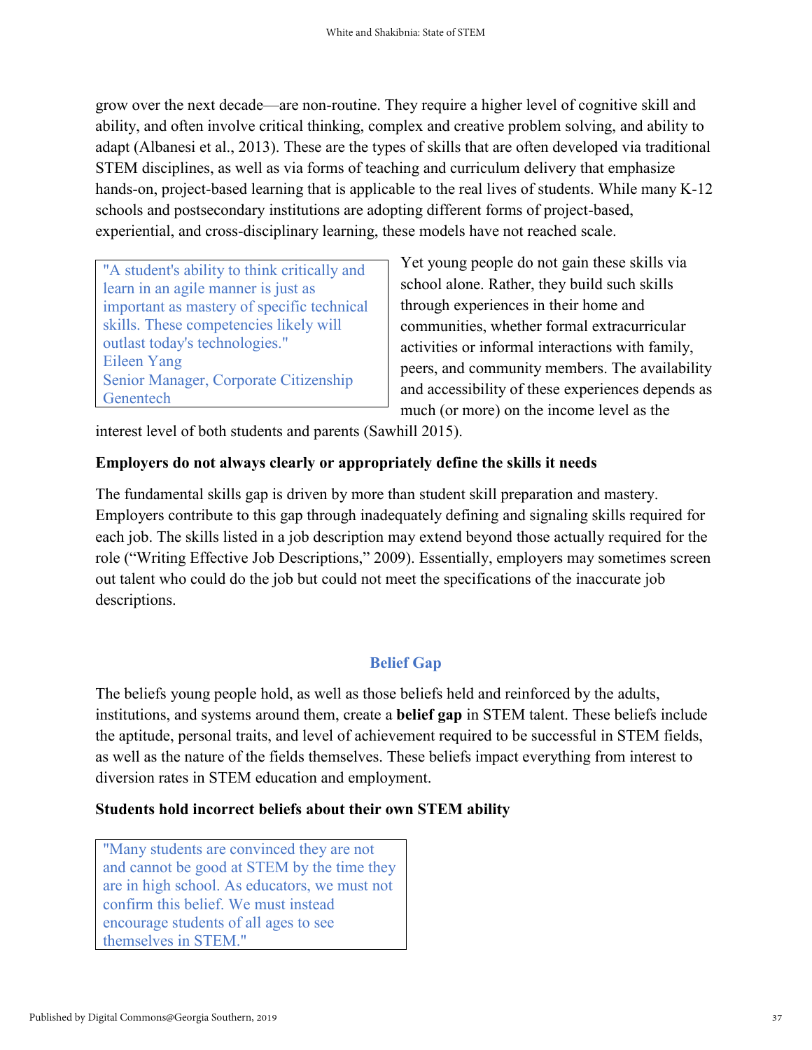grow over the next decade—are non-routine. They require a higher level of cognitive skill and ability, and often involve critical thinking, complex and creative problem solving, and ability to adapt (Albanesi et al., 2013). These are the types of skills that are often developed via traditional STEM disciplines, as well as via forms of teaching and curriculum delivery that emphasize hands-on, project-based learning that is applicable to the real lives of students. While many K-12 schools and postsecondary institutions are adopting different forms of project-based, experiential, and cross-disciplinary learning, these models have not reached scale.

> "A student's ability to think critically and learn in an agile manner is just as important as mastery of specific technical skills. These competencies likely will outlast today's technologies."
> Eileen Yang
> Senior Manager, Corporate Citizenship
> Genentech

Yet young people do not gain these skills via school alone. Rather, they build such skills through experiences in their home and communities, whether formal extracurricular activities or informal interactions with family, peers, and community members. The availability and accessibility of these experiences depends as much (or more) on the income level as the interest level of both students and parents (Sawhill 2015).

**Employers do not always clearly or appropriately define the skills it needs**

The fundamental skills gap is driven by more than student skill preparation and mastery. Employers contribute to this gap through inadequately defining and signaling skills required for each job. The skills listed in a job description may extend beyond those actually required for the role ("Writing Effective Job Descriptions," 2009). Essentially, employers may sometimes screen out talent who could do the job but could not meet the specifications of the inaccurate job descriptions.

## Belief Gap

The beliefs young people hold, as well as those beliefs held and reinforced by the adults, institutions, and systems around them, create a **belief gap** in STEM talent. These beliefs include the aptitude, personal traits, and level of achievement required to be successful in STEM fields, as well as the nature of the fields themselves. These beliefs impact everything from interest to diversion rates in STEM education and employment.

**Students hold incorrect beliefs about their own STEM ability**

> "Many students are convinced they are not and cannot be good at STEM by the time they are in high school. As educators, we must not confirm this belief. We must instead encourage students of all ages to see themselves in STEM."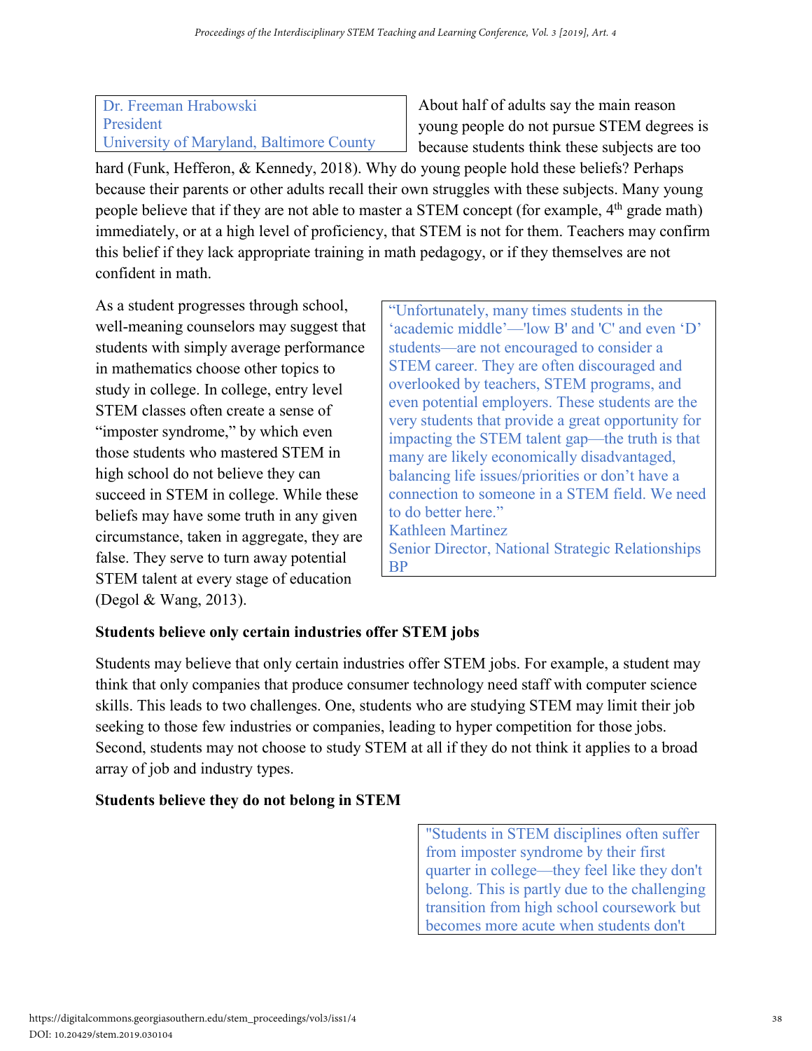Dr. Freeman Hrabowski
President
University of Maryland, Baltimore County

About half of adults say the main reason young people do not pursue STEM degrees is because students think these subjects are too hard (Funk, Hefferon, & Kennedy, 2018). Why do young people hold these beliefs? Perhaps because their parents or other adults recall their own struggles with these subjects. Many young people believe that if they are not able to master a STEM concept (for example, 4th grade math) immediately, or at a high level of proficiency, that STEM is not for them. Teachers may confirm this belief if they lack appropriate training in math pedagogy, or if they themselves are not confident in math.

As a student progresses through school, well-meaning counselors may suggest that students with simply average performance in mathematics choose other topics to study in college. In college, entry level STEM classes often create a sense of "imposter syndrome," by which even those students who mastered STEM in high school do not believe they can succeed in STEM in college. While these beliefs may have some truth in any given circumstance, taken in aggregate, they are false. They serve to turn away potential STEM talent at every stage of education (Degol & Wang, 2013).

> "Unfortunately, many times students in the 'academic middle'—'low B' and 'C' and even 'D' students—are not encouraged to consider a STEM career. They are often discouraged and overlooked by teachers, STEM programs, and even potential employers. These students are the very students that provide a great opportunity for impacting the STEM talent gap—the truth is that many are likely economically disadvantaged, balancing life issues/priorities or don't have a connection to someone in a STEM field. We need to do better here."
> Kathleen Martinez
> Senior Director, National Strategic Relationships
> BP

**Students believe only certain industries offer STEM jobs**

Students may believe that only certain industries offer STEM jobs. For example, a student may think that only companies that produce consumer technology need staff with computer science skills. This leads to two challenges. One, students who are studying STEM may limit their job seeking to those few industries or companies, leading to hyper competition for those jobs. Second, students may not choose to study STEM at all if they do not think it applies to a broad array of job and industry types.

**Students believe they do not belong in STEM**

> "Students in STEM disciplines often suffer from imposter syndrome by their first quarter in college—they feel like they don't belong. This is partly due to the challenging transition from high school coursework but becomes more acute when students don't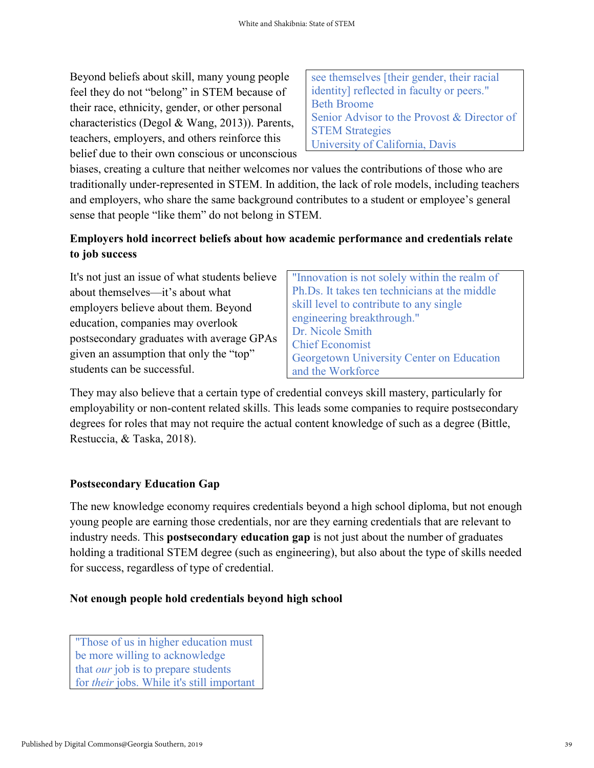Beyond beliefs about skill, many young people feel they do not "belong" in STEM because of their race, ethnicity, gender, or other personal characteristics (Degol & Wang, 2013)). Parents, teachers, employers, and others reinforce this belief due to their own conscious or unconscious biases, creating a culture that neither welcomes nor values the contributions of those who are traditionally under-represented in STEM. In addition, the lack of role models, including teachers and employers, who share the same background contributes to a student or employee's general sense that people "like them" do not belong in STEM.

> see themselves [their gender, their racial identity] reflected in faculty or peers."
> Beth Broome
> Senior Advisor to the Provost & Director of STEM Strategies
> University of California, Davis

**Employers hold incorrect beliefs about how academic performance and credentials relate to job success**

It's not just an issue of what students believe about themselves—it's about what employers believe about them. Beyond education, companies may overlook postsecondary graduates with average GPAs given an assumption that only the "top" students can be successful.

> "Innovation is not solely within the realm of Ph.Ds. It takes ten technicians at the middle skill level to contribute to any single engineering breakthrough."
> Dr. Nicole Smith
> Chief Economist
> Georgetown University Center on Education and the Workforce

They may also believe that a certain type of credential conveys skill mastery, particularly for employability or non-content related skills. This leads some companies to require postsecondary degrees for roles that may not require the actual content knowledge of such as a degree (Bittle, Restuccia, & Taska, 2018).

**Postsecondary Education Gap**

The new knowledge economy requires credentials beyond a high school diploma, but not enough young people are earning those credentials, nor are they earning credentials that are relevant to industry needs. This **postsecondary education gap** is not just about the number of graduates holding a traditional STEM degree (such as engineering), but also about the type of skills needed for success, regardless of type of credential.

**Not enough people hold credentials beyond high school**

> "Those of us in higher education must be more willing to acknowledge that *our* job is to prepare students for *their* jobs. While it's still important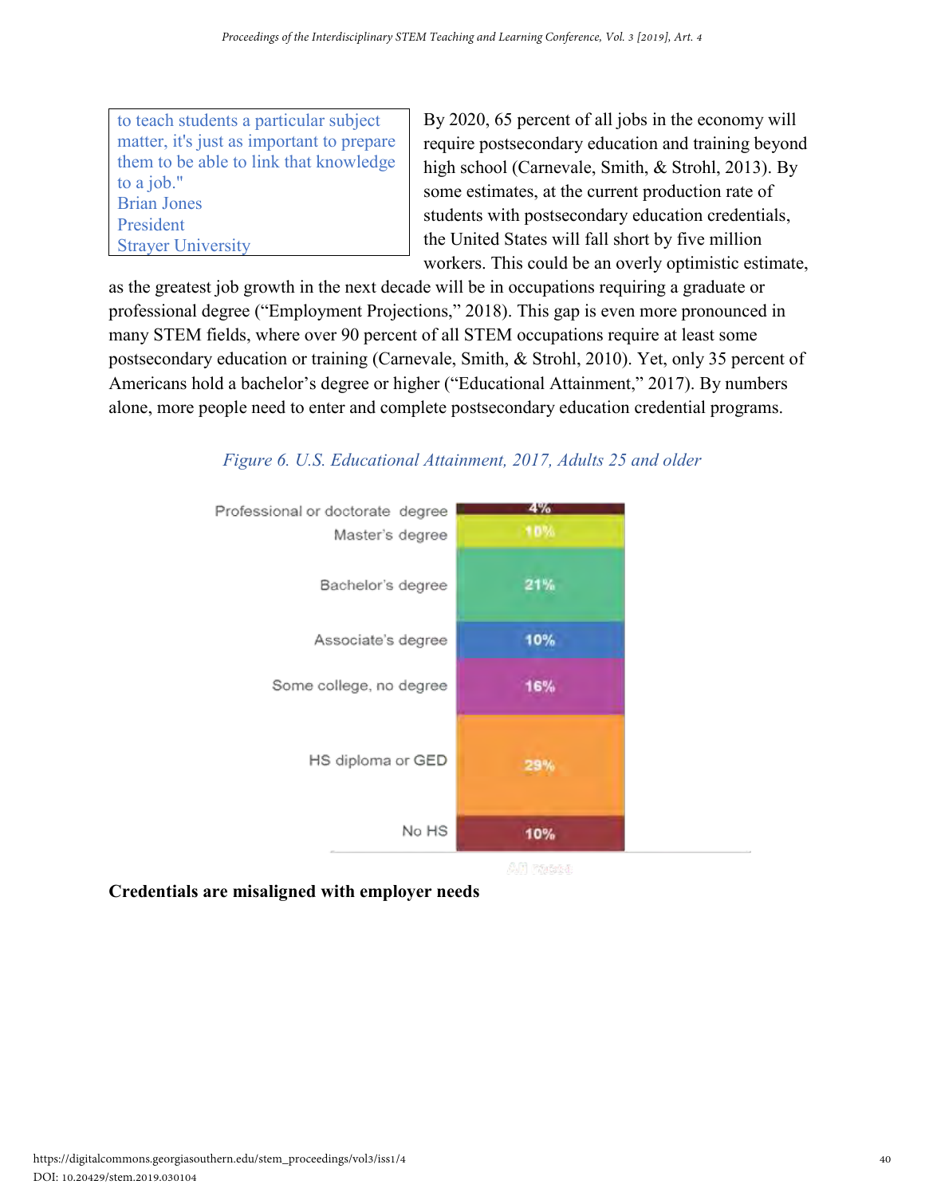> to teach students a particular subject matter, it's just as important to prepare them to be able to link that knowledge to a job."
> Brian Jones
> President
> Strayer University

By 2020, 65 percent of all jobs in the economy will require postsecondary education and training beyond high school (Carnevale, Smith, & Strohl, 2013). By some estimates, at the current production rate of students with postsecondary education credentials, the United States will fall short by five million workers. This could be an overly optimistic estimate, as the greatest job growth in the next decade will be in occupations requiring a graduate or professional degree ("Employment Projections," 2018). This gap is even more pronounced in many STEM fields, where over 90 percent of all STEM occupations require at least some postsecondary education or training (Carnevale, Smith, & Strohl, 2010). Yet, only 35 percent of Americans hold a bachelor's degree or higher ("Educational Attainment," 2017). By numbers alone, more people need to enter and complete postsecondary education credential programs.

*Figure 6. U.S. Educational Attainment, 2017, Adults 25 and older*

| Educational Attainment | All races |
| --- | --- |
| Professional or doctorate degree | 4% |
| Master's degree | 10% |
| Bachelor's degree | 21% |
| Associate's degree | 10% |
| Some college, no degree | 16% |
| HS diploma or GED | 29% |
| No HS | 10% |

**Credentials are misaligned with employer needs**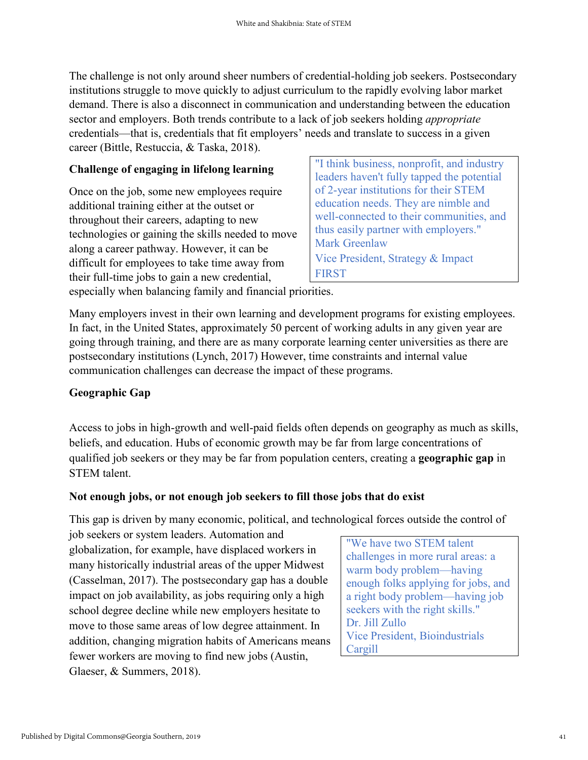The challenge is not only around sheer numbers of credential-holding job seekers. Postsecondary institutions struggle to move quickly to adjust curriculum to the rapidly evolving labor market demand. There is also a disconnect in communication and understanding between the education sector and employers. Both trends contribute to a lack of job seekers holding *appropriate* credentials—that is, credentials that fit employers' needs and translate to success in a given career (Bittle, Restuccia, & Taska, 2018).

**Challenge of engaging in lifelong learning**

Once on the job, some new employees require additional training either at the outset or throughout their careers, adapting to new technologies or gaining the skills needed to move along a career pathway. However, it can be difficult for employees to take time away from their full-time jobs to gain a new credential, especially when balancing family and financial priorities.

> "I think business, nonprofit, and industry leaders haven't fully tapped the potential of 2-year institutions for their STEM education needs. They are nimble and well-connected to their communities, and thus easily partner with employers."
> Mark Greenlaw
> Vice President, Strategy & Impact
> FIRST

Many employers invest in their own learning and development programs for existing employees. In fact, in the United States, approximately 50 percent of working adults in any given year are going through training, and there are as many corporate learning center universities as there are postsecondary institutions (Lynch, 2017) However, time constraints and internal value communication challenges can decrease the impact of these programs.

## Geographic Gap

Access to jobs in high-growth and well-paid fields often depends on geography as much as skills, beliefs, and education. Hubs of economic growth may be far from large concentrations of qualified job seekers or they may be far from population centers, creating a **geographic gap** in STEM talent.

**Not enough jobs, or not enough job seekers to fill those jobs that do exist**

This gap is driven by many economic, political, and technological forces outside the control of job seekers or system leaders. Automation and globalization, for example, have displaced workers in many historically industrial areas of the upper Midwest (Casselman, 2017). The postsecondary gap has a double impact on job availability, as jobs requiring only a high school degree decline while new employers hesitate to move to those same areas of low degree attainment. In addition, changing migration habits of Americans means fewer workers are moving to find new jobs (Austin, Glaeser, & Summers, 2018).

> "We have two STEM talent challenges in more rural areas: a warm body problem—having enough folks applying for jobs, and a right body problem—having job seekers with the right skills."
> Dr. Jill Zullo
> Vice President, Bioindustrials
> Cargill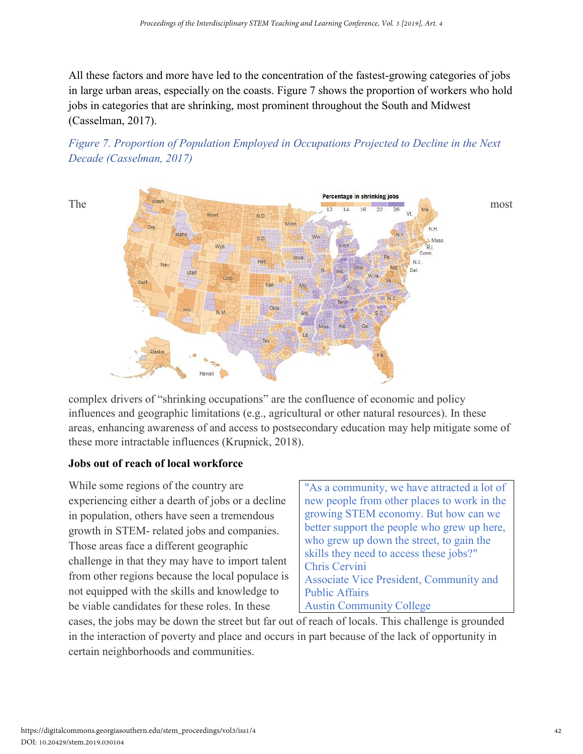All these factors and more have led to the concentration of the fastest-growing categories of jobs in large urban areas, especially on the coasts. Figure 7 shows the proportion of workers who hold jobs in categories that are shrinking, most prominent throughout the South and Midwest (Casselman, 2017).

*Figure 7. Proportion of Population Employed in Occupations Projected to Decline in the Next Decade (Casselman, 2017)*

The most complex drivers of "shrinking occupations" are the confluence of economic and policy influences and geographic limitations (e.g., agricultural or other natural resources). In these areas, enhancing awareness of and access to postsecondary education may help mitigate some of these more intractable influences (Krupnick, 2018).

**Jobs out of reach of local workforce**

While some regions of the country are experiencing either a dearth of jobs or a decline in population, others have seen a tremendous growth in STEM- related jobs and companies. Those areas face a different geographic challenge in that they may have to import talent from other regions because the local populace is not equipped with the skills and knowledge to be viable candidates for these roles. In these cases, the jobs may be down the street but far out of reach of locals. This challenge is grounded in the interaction of poverty and place and occurs in part because of the lack of opportunity in certain neighborhoods and communities.

> "As a community, we have attracted a lot of new people from other places to work in the growing STEM economy. But how can we better support the people who grew up here, who grew up down the street, to gain the skills they need to access these jobs?"
> Chris Cervini
> Associate Vice President, Community and Public Affairs
> Austin Community College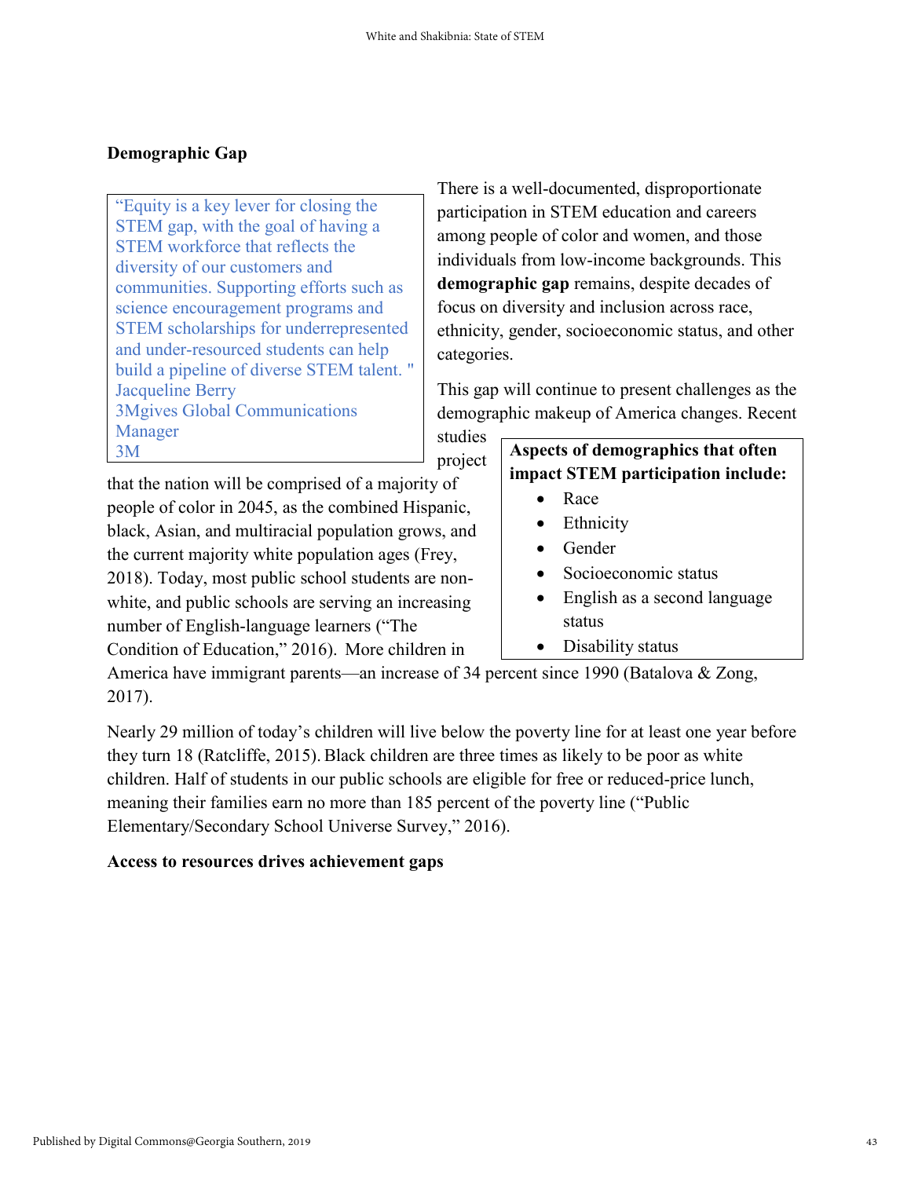**Demographic Gap**

> "Equity is a key lever for closing the STEM gap, with the goal of having a STEM workforce that reflects the diversity of our customers and communities. Supporting efforts such as science encouragement programs and STEM scholarships for underrepresented and under-resourced students can help build a pipeline of diverse STEM talent. "
> Jacqueline Berry
> 3Mgives Global Communications Manager
> 3M

There is a well-documented, disproportionate participation in STEM education and careers among people of color and women, and those individuals from low-income backgrounds. This **demographic gap** remains, despite decades of focus on diversity and inclusion across race, ethnicity, gender, socioeconomic status, and other categories.

This gap will continue to present challenges as the demographic makeup of America changes. Recent studies project that the nation will be comprised of a majority of people of color in 2045, as the combined Hispanic, black, Asian, and multiracial population grows, and the current majority white population ages (Frey, 2018). Today, most public school students are non-white, and public schools are serving an increasing number of English-language learners ("The Condition of Education," 2016). More children in America have immigrant parents—an increase of 34 percent since 1990 (Batalova & Zong, 2017).

**Aspects of demographics that often impact STEM participation include:**

- Race
- Ethnicity
- Gender
- Socioeconomic status
- English as a second language status
- Disability status

Nearly 29 million of today's children will live below the poverty line for at least one year before they turn 18 (Ratcliffe, 2015). Black children are three times as likely to be poor as white children. Half of students in our public schools are eligible for free or reduced-price lunch, meaning their families earn no more than 185 percent of the poverty line ("Public Elementary/Secondary School Universe Survey," 2016).

**Access to resources drives achievement gaps**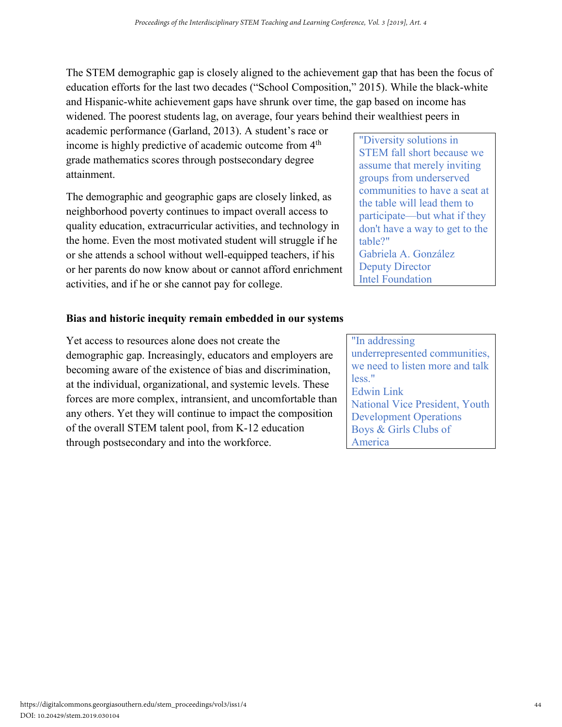The STEM demographic gap is closely aligned to the achievement gap that has been the focus of education efforts for the last two decades ("School Composition," 2015). While the black-white and Hispanic-white achievement gaps have shrunk over time, the gap based on income has widened. The poorest students lag, on average, four years behind their wealthiest peers in academic performance (Garland, 2013). A student's race or income is highly predictive of academic outcome from 4th grade mathematics scores through postsecondary degree attainment.

> "Diversity solutions in STEM fall short because we assume that merely inviting groups from underserved communities to have a seat at the table will lead them to participate—but what if they don't have a way to get to the table?"
> Gabriela A. González
> Deputy Director
> Intel Foundation

The demographic and geographic gaps are closely linked, as neighborhood poverty continues to impact overall access to quality education, extracurricular activities, and technology in the home. Even the most motivated student will struggle if he or she attends a school without well-equipped teachers, if his or her parents do now know about or cannot afford enrichment activities, and if he or she cannot pay for college.

**Bias and historic inequity remain embedded in our systems**

Yet access to resources alone does not create the demographic gap. Increasingly, educators and employers are becoming aware of the existence of bias and discrimination, at the individual, organizational, and systemic levels. These forces are more complex, intransient, and uncomfortable than any others. Yet they will continue to impact the composition of the overall STEM talent pool, from K-12 education through postsecondary and into the workforce.

> "In addressing underrepresented communities, we need to listen more and talk less."
> Edwin Link
> National Vice President, Youth Development Operations
> Boys & Girls Clubs of America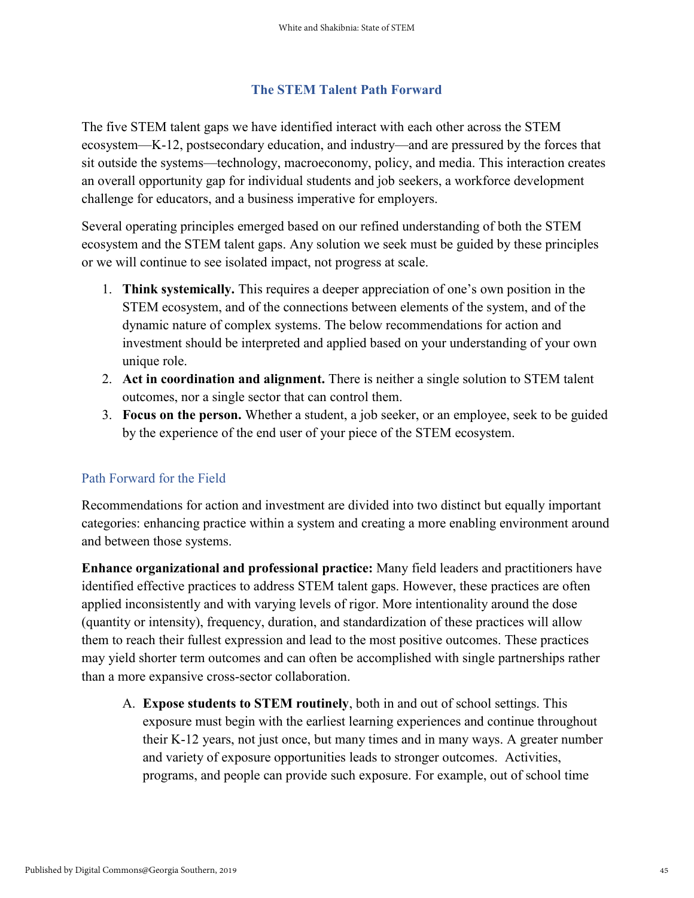## The STEM Talent Path Forward

The five STEM talent gaps we have identified interact with each other across the STEM ecosystem—K-12, postsecondary education, and industry—and are pressured by the forces that sit outside the systems—technology, macroeconomy, policy, and media. This interaction creates an overall opportunity gap for individual students and job seekers, a workforce development challenge for educators, and a business imperative for employers.

Several operating principles emerged based on our refined understanding of both the STEM ecosystem and the STEM talent gaps. Any solution we seek must be guided by these principles or we will continue to see isolated impact, not progress at scale.

1. **Think systemically.** This requires a deeper appreciation of one's own position in the STEM ecosystem, and of the connections between elements of the system, and of the dynamic nature of complex systems. The below recommendations for action and investment should be interpreted and applied based on your understanding of your own unique role.
2. **Act in coordination and alignment.** There is neither a single solution to STEM talent outcomes, nor a single sector that can control them.
3. **Focus on the person.** Whether a student, a job seeker, or an employee, seek to be guided by the experience of the end user of your piece of the STEM ecosystem.

### Path Forward for the Field

Recommendations for action and investment are divided into two distinct but equally important categories: enhancing practice within a system and creating a more enabling environment around and between those systems.

**Enhance organizational and professional practice:** Many field leaders and practitioners have identified effective practices to address STEM talent gaps. However, these practices are often applied inconsistently and with varying levels of rigor. More intentionality around the dose (quantity or intensity), frequency, duration, and standardization of these practices will allow them to reach their fullest expression and lead to the most positive outcomes. These practices may yield shorter term outcomes and can often be accomplished with single partnerships rather than a more expansive cross-sector collaboration.

A. **Expose students to STEM routinely**, both in and out of school settings. This exposure must begin with the earliest learning experiences and continue throughout their K-12 years, not just once, but many times and in many ways. A greater number and variety of exposure opportunities leads to stronger outcomes. Activities, programs, and people can provide such exposure. For example, out of school time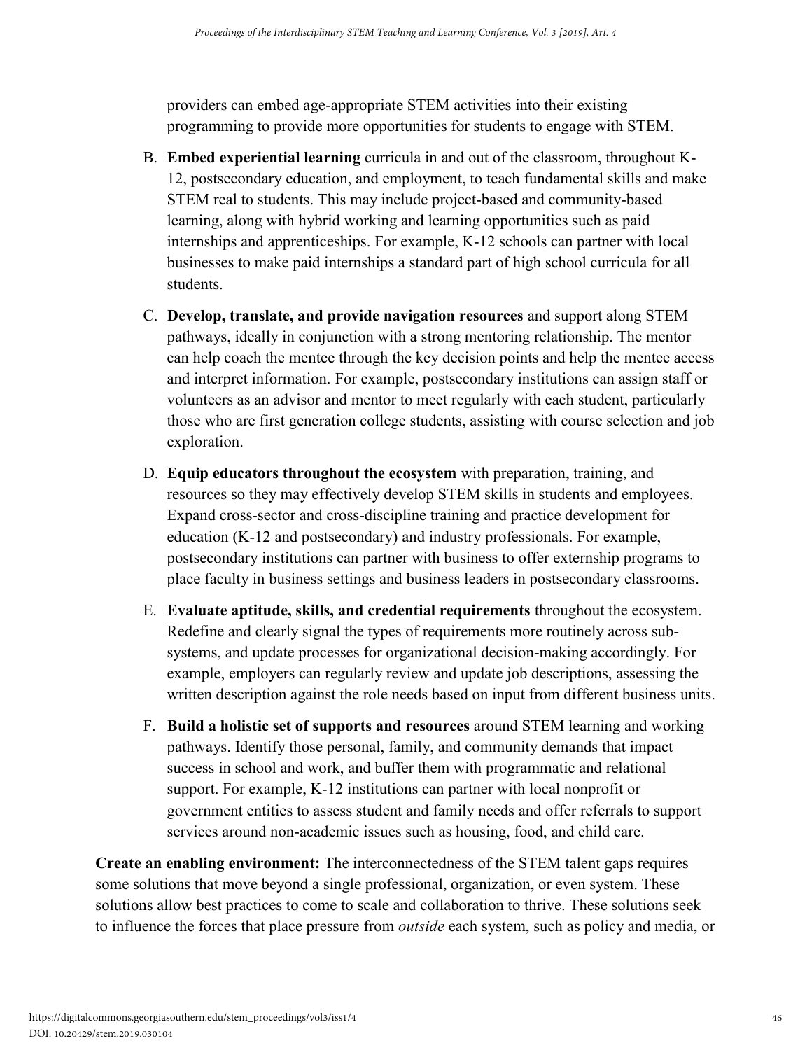providers can embed age-appropriate STEM activities into their existing programming to provide more opportunities for students to engage with STEM.

B. **Embed experiential learning** curricula in and out of the classroom, throughout K-12, postsecondary education, and employment, to teach fundamental skills and make STEM real to students. This may include project-based and community-based learning, along with hybrid working and learning opportunities such as paid internships and apprenticeships. For example, K-12 schools can partner with local businesses to make paid internships a standard part of high school curricula for all students.

C. **Develop, translate, and provide navigation resources** and support along STEM pathways, ideally in conjunction with a strong mentoring relationship. The mentor can help coach the mentee through the key decision points and help the mentee access and interpret information. For example, postsecondary institutions can assign staff or volunteers as an advisor and mentor to meet regularly with each student, particularly those who are first generation college students, assisting with course selection and job exploration.

D. **Equip educators throughout the ecosystem** with preparation, training, and resources so they may effectively develop STEM skills in students and employees. Expand cross-sector and cross-discipline training and practice development for education (K-12 and postsecondary) and industry professionals. For example, postsecondary institutions can partner with business to offer externship programs to place faculty in business settings and business leaders in postsecondary classrooms.

E. **Evaluate aptitude, skills, and credential requirements** throughout the ecosystem. Redefine and clearly signal the types of requirements more routinely across sub-systems, and update processes for organizational decision-making accordingly. For example, employers can regularly review and update job descriptions, assessing the written description against the role needs based on input from different business units.

F. **Build a holistic set of supports and resources** around STEM learning and working pathways. Identify those personal, family, and community demands that impact success in school and work, and buffer them with programmatic and relational support. For example, K-12 institutions can partner with local nonprofit or government entities to assess student and family needs and offer referrals to support services around non-academic issues such as housing, food, and child care.

**Create an enabling environment:** The interconnectedness of the STEM talent gaps requires some solutions that move beyond a single professional, organization, or even system. These solutions allow best practices to come to scale and collaboration to thrive. These solutions seek to influence the forces that place pressure from *outside* each system, such as policy and media, or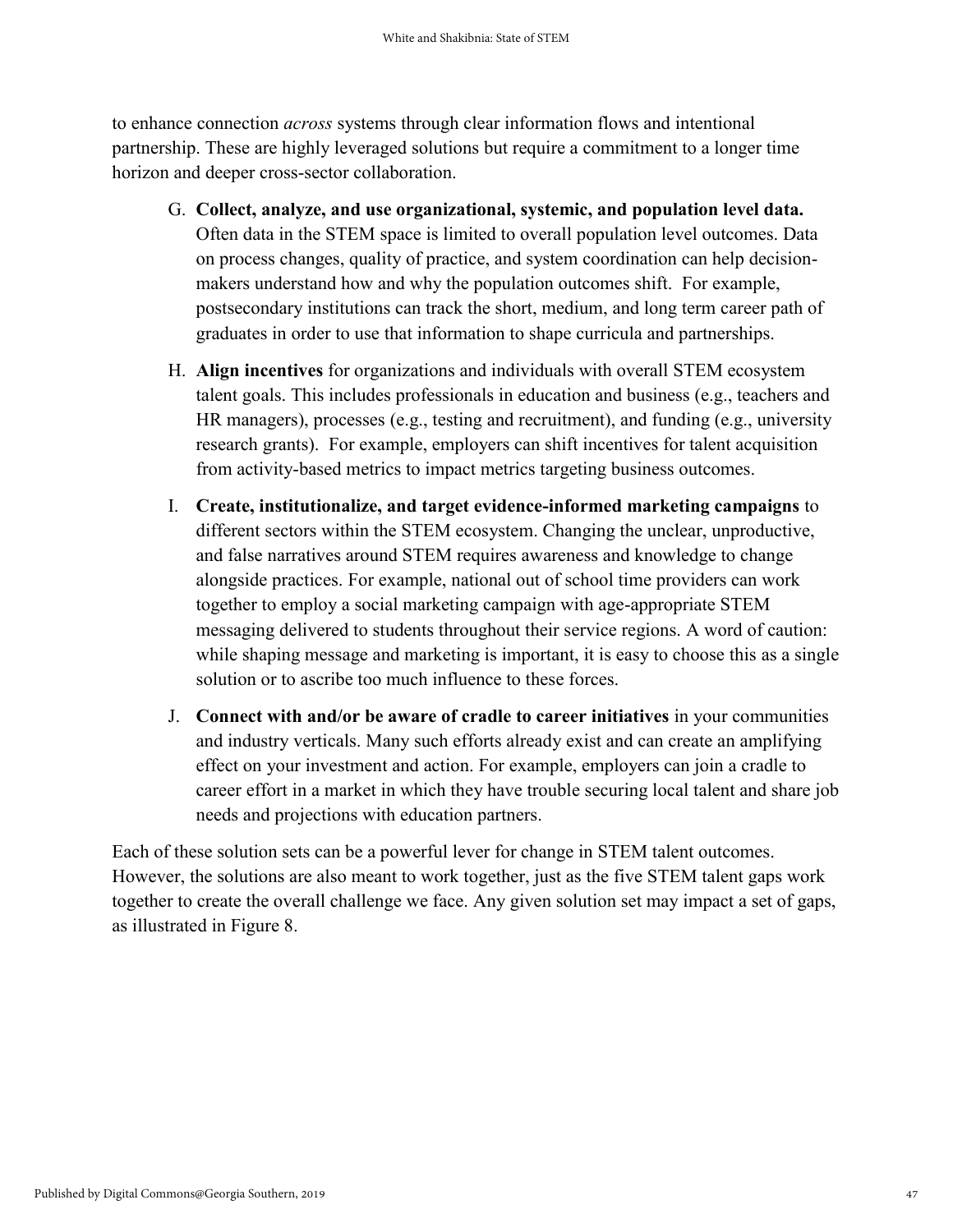to enhance connection *across* systems through clear information flows and intentional partnership. These are highly leveraged solutions but require a commitment to a longer time horizon and deeper cross-sector collaboration.

G. **Collect, analyze, and use organizational, systemic, and population level data.** Often data in the STEM space is limited to overall population level outcomes. Data on process changes, quality of practice, and system coordination can help decision-makers understand how and why the population outcomes shift. For example, postsecondary institutions can track the short, medium, and long term career path of graduates in order to use that information to shape curricula and partnerships.

H. **Align incentives** for organizations and individuals with overall STEM ecosystem talent goals. This includes professionals in education and business (e.g., teachers and HR managers), processes (e.g., testing and recruitment), and funding (e.g., university research grants). For example, employers can shift incentives for talent acquisition from activity-based metrics to impact metrics targeting business outcomes.

I. **Create, institutionalize, and target evidence-informed marketing campaigns** to different sectors within the STEM ecosystem. Changing the unclear, unproductive, and false narratives around STEM requires awareness and knowledge to change alongside practices. For example, national out of school time providers can work together to employ a social marketing campaign with age-appropriate STEM messaging delivered to students throughout their service regions. A word of caution: while shaping message and marketing is important, it is easy to choose this as a single solution or to ascribe too much influence to these forces.

J. **Connect with and/or be aware of cradle to career initiatives** in your communities and industry verticals. Many such efforts already exist and can create an amplifying effect on your investment and action. For example, employers can join a cradle to career effort in a market in which they have trouble securing local talent and share job needs and projections with education partners.

Each of these solution sets can be a powerful lever for change in STEM talent outcomes. However, the solutions are also meant to work together, just as the five STEM talent gaps work together to create the overall challenge we face. Any given solution set may impact a set of gaps, as illustrated in Figure 8.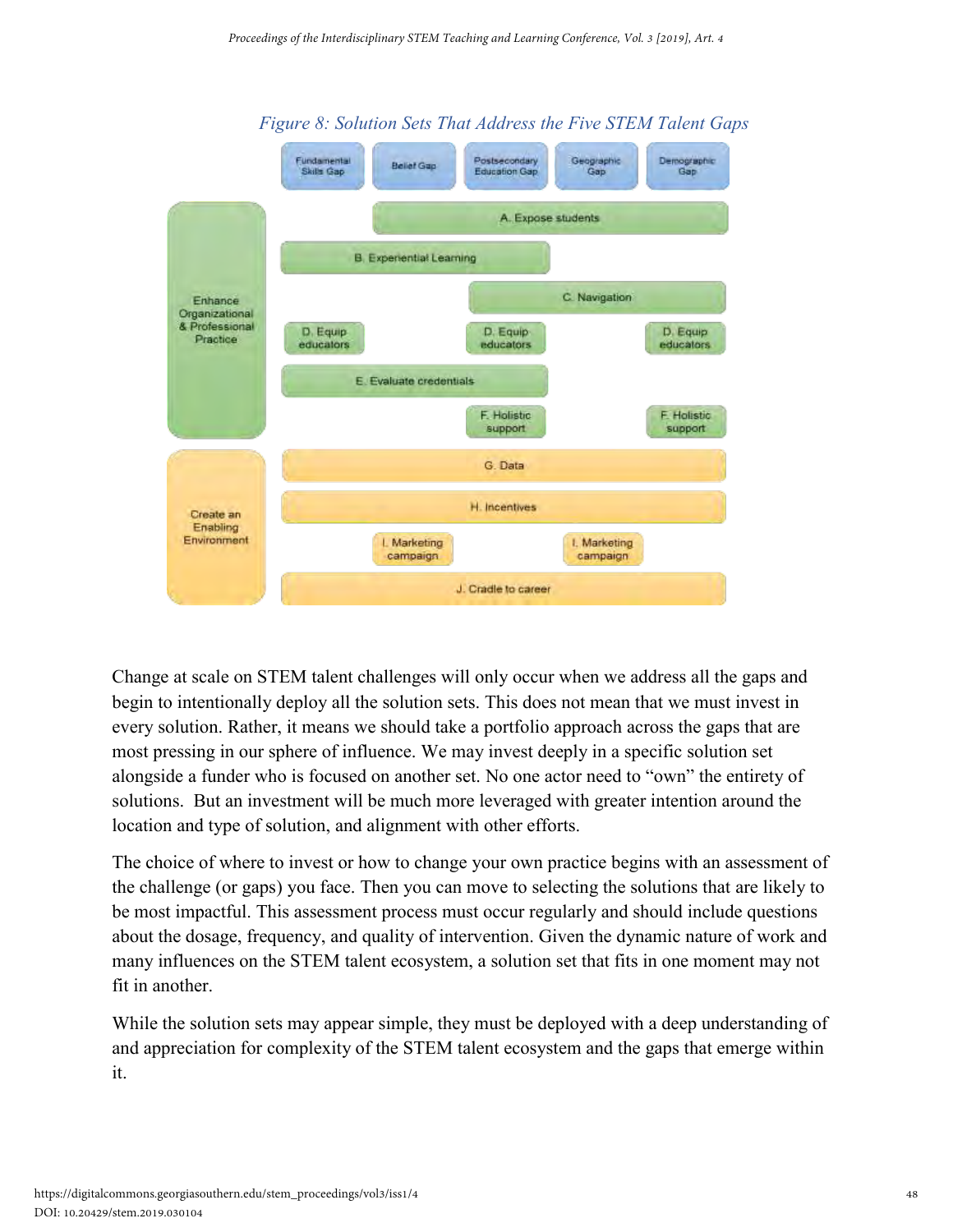*Figure 8: Solution Sets That Address the Five STEM Talent Gaps*

| | Solution Set | Fundamental Skills Gap | Belief Gap | Postsecondary Education Gap | Geographic Gap | Demographic Gap |
|---|---|---|---|---|---|---|
| Enhance Organizational & Professional Practice | A. Expose students | | ✓ | ✓ | ✓ | ✓ |
| | B. Experiential Learning | ✓ | ✓ | ✓ | | |
| | C. Navigation | | | ✓ | ✓ | ✓ |
| | D. Equip educators | ✓ | | ✓ | | ✓ |
| | E. Evaluate credentials | ✓ | ✓ | ✓ | | |
| | F. Holistic support | | | ✓ | | ✓ |
| Create an Enabling Environment | G. Data | ✓ | ✓ | ✓ | ✓ | ✓ |
| | H. Incentives | ✓ | ✓ | ✓ | ✓ | ✓ |
| | I. Marketing campaign | | ✓ | | ✓ | |
| | J. Cradle to career | ✓ | ✓ | ✓ | ✓ | ✓ |

Change at scale on STEM talent challenges will only occur when we address all the gaps and begin to intentionally deploy all the solution sets. This does not mean that we must invest in every solution. Rather, it means we should take a portfolio approach across the gaps that are most pressing in our sphere of influence. We may invest deeply in a specific solution set alongside a funder who is focused on another set. No one actor need to "own" the entirety of solutions. But an investment will be much more leveraged with greater intention around the location and type of solution, and alignment with other efforts.

The choice of where to invest or how to change your own practice begins with an assessment of the challenge (or gaps) you face. Then you can move to selecting the solutions that are likely to be most impactful. This assessment process must occur regularly and should include questions about the dosage, frequency, and quality of intervention. Given the dynamic nature of work and many influences on the STEM talent ecosystem, a solution set that fits in one moment may not fit in another.

While the solution sets may appear simple, they must be deployed with a deep understanding of and appreciation for complexity of the STEM talent ecosystem and the gaps that emerge within it.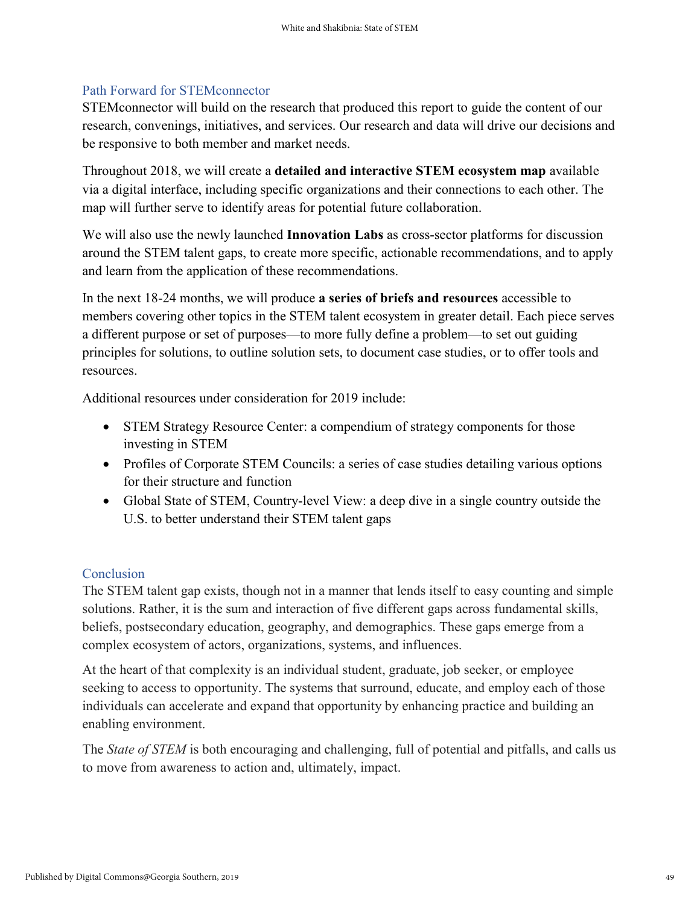## Path Forward for STEMconnector

STEMconnector will build on the research that produced this report to guide the content of our research, convenings, initiatives, and services. Our research and data will drive our decisions and be responsive to both member and market needs.

Throughout 2018, we will create a **detailed and interactive STEM ecosystem map** available via a digital interface, including specific organizations and their connections to each other. The map will further serve to identify areas for potential future collaboration.

We will also use the newly launched **Innovation Labs** as cross-sector platforms for discussion around the STEM talent gaps, to create more specific, actionable recommendations, and to apply and learn from the application of these recommendations.

In the next 18-24 months, we will produce **a series of briefs and resources** accessible to members covering other topics in the STEM talent ecosystem in greater detail. Each piece serves a different purpose or set of purposes—to more fully define a problem—to set out guiding principles for solutions, to outline solution sets, to document case studies, or to offer tools and resources.

Additional resources under consideration for 2019 include:

- STEM Strategy Resource Center: a compendium of strategy components for those investing in STEM
- Profiles of Corporate STEM Councils: a series of case studies detailing various options for their structure and function
- Global State of STEM, Country-level View: a deep dive in a single country outside the U.S. to better understand their STEM talent gaps

## Conclusion

The STEM talent gap exists, though not in a manner that lends itself to easy counting and simple solutions. Rather, it is the sum and interaction of five different gaps across fundamental skills, beliefs, postsecondary education, geography, and demographics. These gaps emerge from a complex ecosystem of actors, organizations, systems, and influences.

At the heart of that complexity is an individual student, graduate, job seeker, or employee seeking to access to opportunity. The systems that surround, educate, and employ each of those individuals can accelerate and expand that opportunity by enhancing practice and building an enabling environment.

The *State of STEM* is both encouraging and challenging, full of potential and pitfalls, and calls us to move from awareness to action and, ultimately, impact.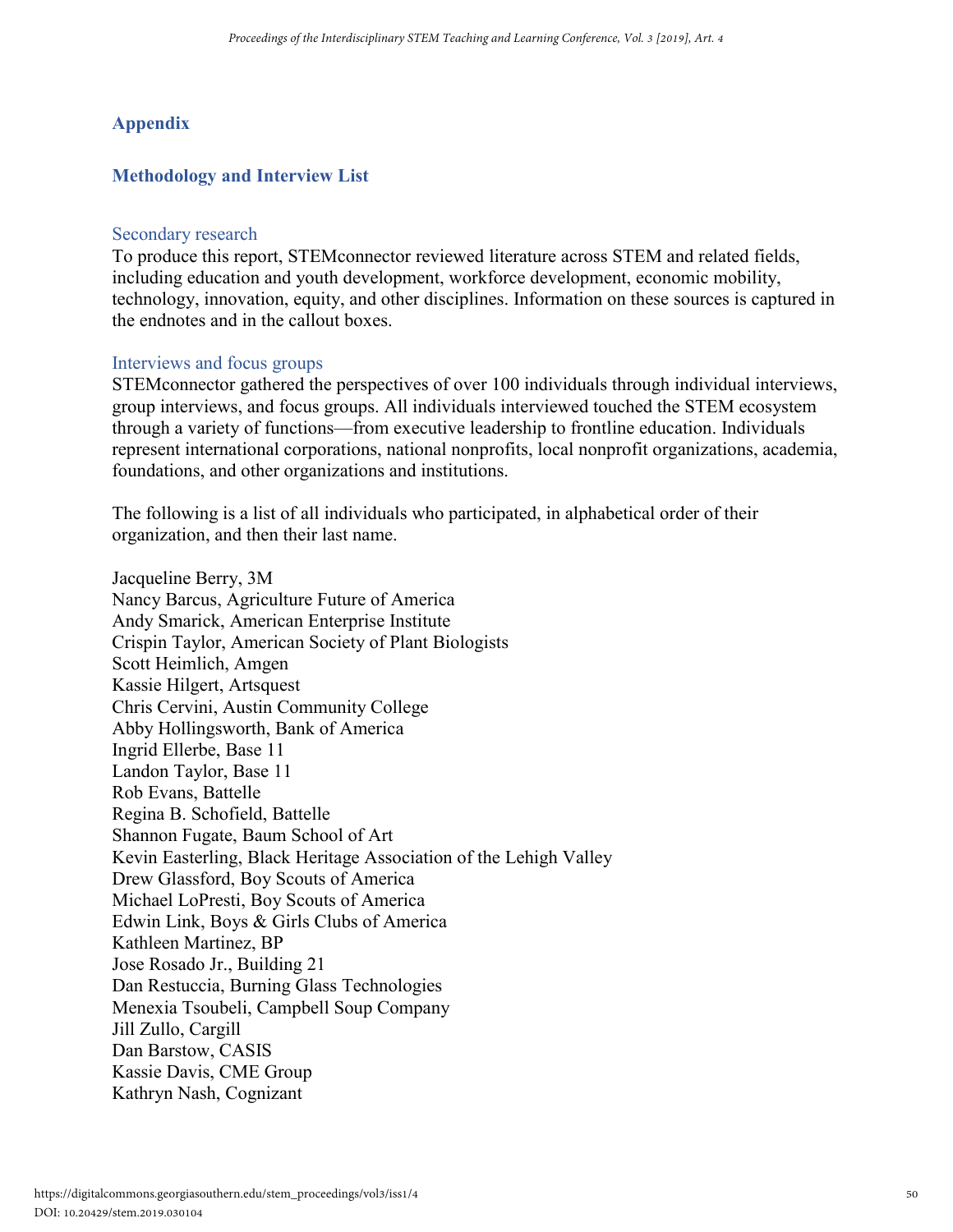## Appendix

### Methodology and Interview List

#### Secondary research

To produce this report, STEMconnector reviewed literature across STEM and related fields, including education and youth development, workforce development, economic mobility, technology, innovation, equity, and other disciplines. Information on these sources is captured in the endnotes and in the callout boxes.

#### Interviews and focus groups

STEMconnector gathered the perspectives of over 100 individuals through individual interviews, group interviews, and focus groups. All individuals interviewed touched the STEM ecosystem through a variety of functions—from executive leadership to frontline education. Individuals represent international corporations, national nonprofits, local nonprofit organizations, academia, foundations, and other organizations and institutions.

The following is a list of all individuals who participated, in alphabetical order of their organization, and then their last name.

Jacqueline Berry, 3M
Nancy Barcus, Agriculture Future of America
Andy Smarick, American Enterprise Institute
Crispin Taylor, American Society of Plant Biologists
Scott Heimlich, Amgen
Kassie Hilgert, Artsquest
Chris Cervini, Austin Community College
Abby Hollingsworth, Bank of America
Ingrid Ellerbe, Base 11
Landon Taylor, Base 11
Rob Evans, Battelle
Regina B. Schofield, Battelle
Shannon Fugate, Baum School of Art
Kevin Easterling, Black Heritage Association of the Lehigh Valley
Drew Glassford, Boy Scouts of America
Michael LoPresti, Boy Scouts of America
Edwin Link, Boys & Girls Clubs of America
Kathleen Martinez, BP
Jose Rosado Jr., Building 21
Dan Restuccia, Burning Glass Technologies
Menexia Tsoubeli, Campbell Soup Company
Jill Zullo, Cargill
Dan Barstow, CASIS
Kassie Davis, CME Group
Kathryn Nash, Cognizant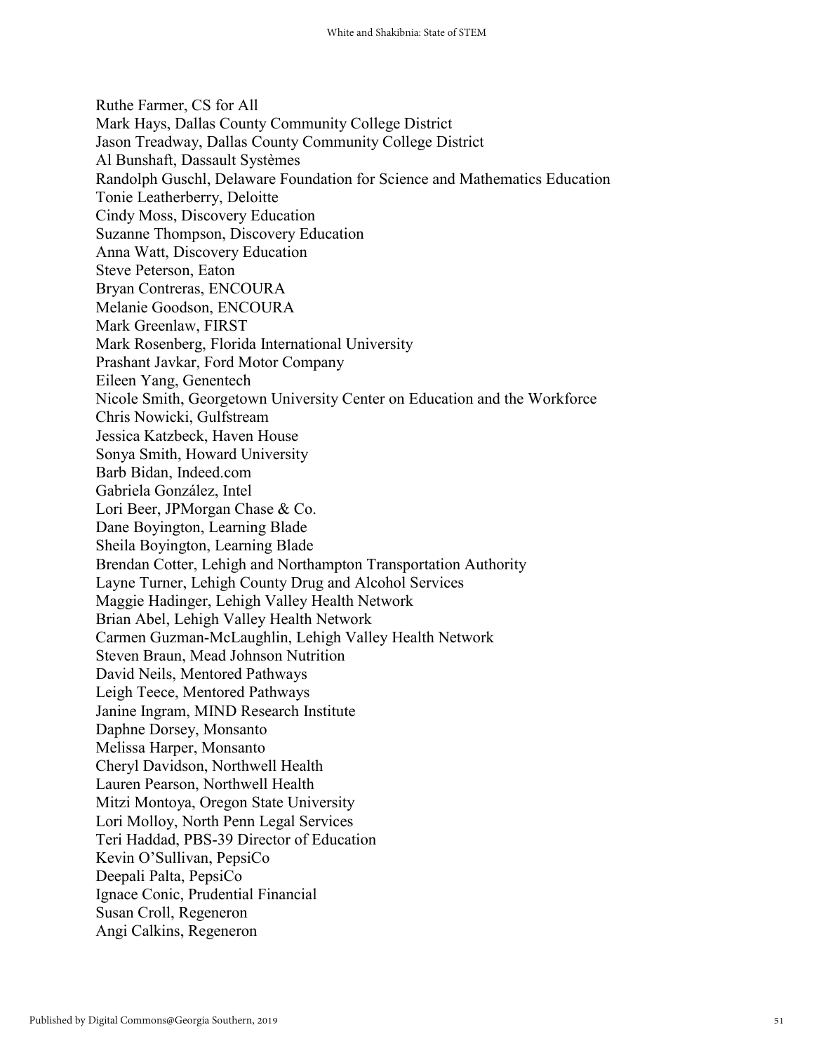Ruthe Farmer, CS for All
Mark Hays, Dallas County Community College District
Jason Treadway, Dallas County Community College District
Al Bunshaft, Dassault Systèmes
Randolph Guschl, Delaware Foundation for Science and Mathematics Education
Tonie Leatherberry, Deloitte
Cindy Moss, Discovery Education
Suzanne Thompson, Discovery Education
Anna Watt, Discovery Education
Steve Peterson, Eaton
Bryan Contreras, ENCOURA
Melanie Goodson, ENCOURA
Mark Greenlaw, FIRST
Mark Rosenberg, Florida International University
Prashant Javkar, Ford Motor Company
Eileen Yang, Genentech
Nicole Smith, Georgetown University Center on Education and the Workforce
Chris Nowicki, Gulfstream
Jessica Katzbeck, Haven House
Sonya Smith, Howard University
Barb Bidan, Indeed.com
Gabriela González, Intel
Lori Beer, JPMorgan Chase & Co.
Dane Boyington, Learning Blade
Sheila Boyington, Learning Blade
Brendan Cotter, Lehigh and Northampton Transportation Authority
Layne Turner, Lehigh County Drug and Alcohol Services
Maggie Hadinger, Lehigh Valley Health Network
Brian Abel, Lehigh Valley Health Network
Carmen Guzman-McLaughlin, Lehigh Valley Health Network
Steven Braun, Mead Johnson Nutrition
David Neils, Mentored Pathways
Leigh Teece, Mentored Pathways
Janine Ingram, MIND Research Institute
Daphne Dorsey, Monsanto
Melissa Harper, Monsanto
Cheryl Davidson, Northwell Health
Lauren Pearson, Northwell Health
Mitzi Montoya, Oregon State University
Lori Molloy, North Penn Legal Services
Teri Haddad, PBS-39 Director of Education
Kevin O'Sullivan, PepsiCo
Deepali Palta, PepsiCo
Ignace Conic, Prudential Financial
Susan Croll, Regeneron
Angi Calkins, Regeneron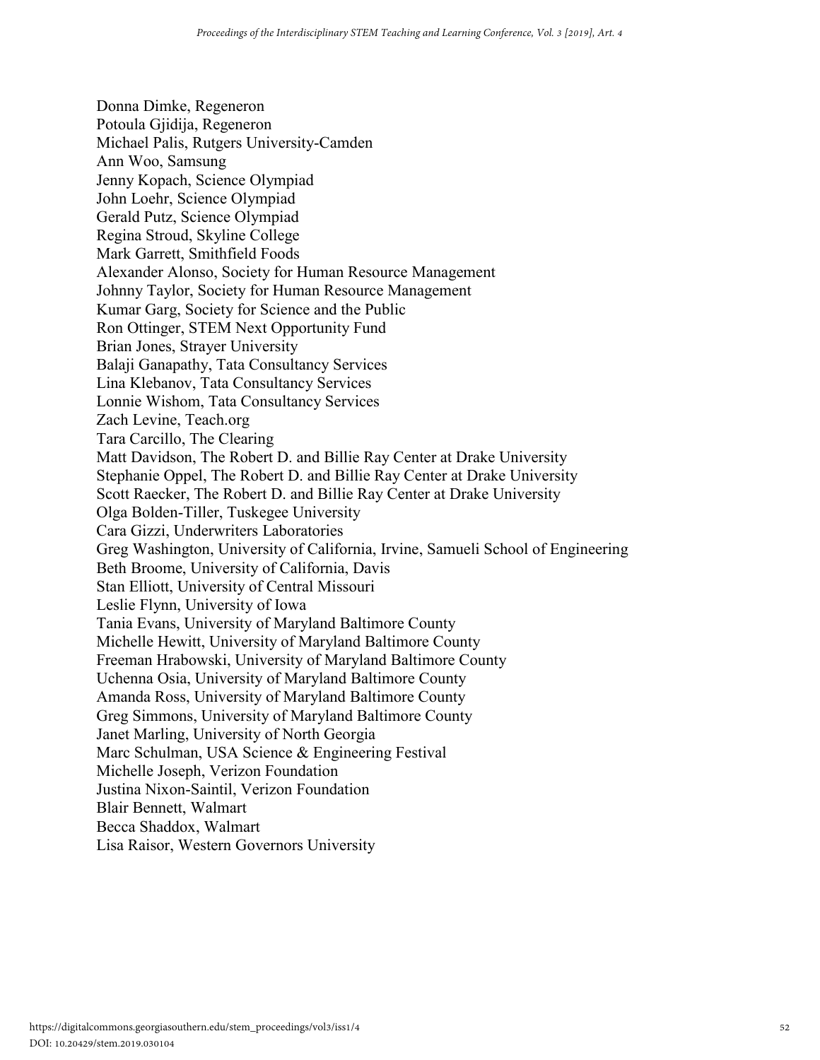Donna Dimke, Regeneron  
Potoula Gjidija, Regeneron  
Michael Palis, Rutgers University-Camden  
Ann Woo, Samsung  
Jenny Kopach, Science Olympiad  
John Loehr, Science Olympiad  
Gerald Putz, Science Olympiad  
Regina Stroud, Skyline College  
Mark Garrett, Smithfield Foods  
Alexander Alonso, Society for Human Resource Management  
Johnny Taylor, Society for Human Resource Management  
Kumar Garg, Society for Science and the Public  
Ron Ottinger, STEM Next Opportunity Fund  
Brian Jones, Strayer University  
Balaji Ganapathy, Tata Consultancy Services  
Lina Klebanov, Tata Consultancy Services  
Lonnie Wishom, Tata Consultancy Services  
Zach Levine, Teach.org  
Tara Carcillo, The Clearing  
Matt Davidson, The Robert D. and Billie Ray Center at Drake University  
Stephanie Oppel, The Robert D. and Billie Ray Center at Drake University  
Scott Raecker, The Robert D. and Billie Ray Center at Drake University  
Olga Bolden-Tiller, Tuskegee University  
Cara Gizzi, Underwriters Laboratories  
Greg Washington, University of California, Irvine, Samueli School of Engineering  
Beth Broome, University of California, Davis  
Stan Elliott, University of Central Missouri  
Leslie Flynn, University of Iowa  
Tania Evans, University of Maryland Baltimore County  
Michelle Hewitt, University of Maryland Baltimore County  
Freeman Hrabowski, University of Maryland Baltimore County  
Uchenna Osia, University of Maryland Baltimore County  
Amanda Ross, University of Maryland Baltimore County  
Greg Simmons, University of Maryland Baltimore County  
Janet Marling, University of North Georgia  
Marc Schulman, USA Science & Engineering Festival  
Michelle Joseph, Verizon Foundation  
Justina Nixon-Saintil, Verizon Foundation  
Blair Bennett, Walmart  
Becca Shaddox, Walmart  
Lisa Raisor, Western Governors University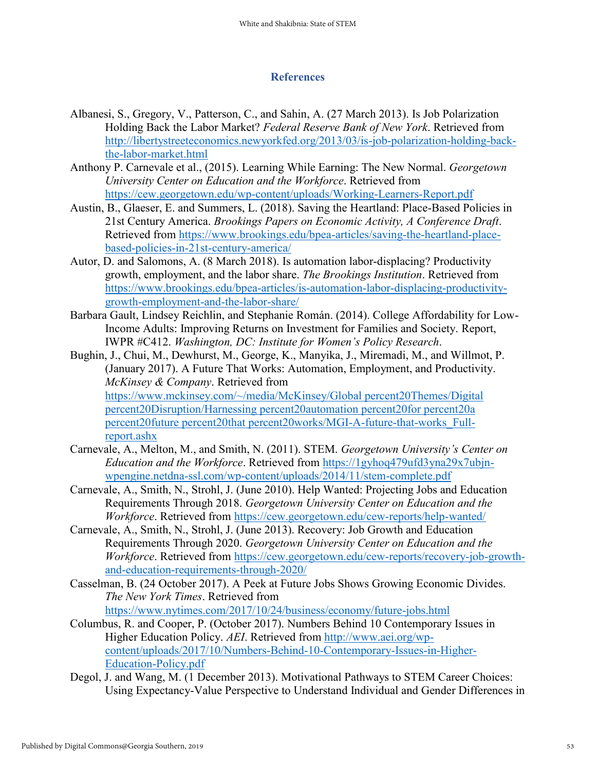## References

Albanesi, S., Gregory, V., Patterson, C., and Sahin, A. (27 March 2013). Is Job Polarization Holding Back the Labor Market? *Federal Reserve Bank of New York*. Retrieved from http://libertystreeteconomics.newyorkfed.org/2013/03/is-job-polarization-holding-back-the-labor-market.html

Anthony P. Carnevale et al., (2015). Learning While Earning: The New Normal. *Georgetown University Center on Education and the Workforce*. Retrieved from https://cew.georgetown.edu/wp-content/uploads/Working-Learners-Report.pdf

Austin, B., Glaeser, E. and Summers, L. (2018). Saving the Heartland: Place-Based Policies in 21st Century America. *Brookings Papers on Economic Activity, A Conference Draft*. Retrieved from https://www.brookings.edu/bpea-articles/saving-the-heartland-place-based-policies-in-21st-century-america/

Autor, D. and Salomons, A. (8 March 2018). Is automation labor-displacing? Productivity growth, employment, and the labor share. *The Brookings Institution*. Retrieved from https://www.brookings.edu/bpea-articles/is-automation-labor-displacing-productivity-growth-employment-and-the-labor-share/

Barbara Gault, Lindsey Reichlin, and Stephanie Román. (2014). College Affordability for Low-Income Adults: Improving Returns on Investment for Families and Society. Report, IWPR #C412. *Washington, DC: Institute for Women's Policy Research*.

Bughin, J., Chui, M., Dewhurst, M., George, K., Manyika, J., Miremadi, M., and Willmot, P. (January 2017). A Future That Works: Automation, Employment, and Productivity. *McKinsey & Company*. Retrieved from https://www.mckinsey.com/~/media/McKinsey/Global percent20Themes/Digital percent20Disruption/Harnessing percent20automation percent20for percent20a percent20future percent20that percent20works/MGI-A-future-that-works_Full-report.ashx

Carnevale, A., Melton, M., and Smith, N. (2011). STEM. *Georgetown University's Center on Education and the Workforce*. Retrieved from https://1gyhoq479ufd3yna29x7ubjn-wpengine.netdna-ssl.com/wp-content/uploads/2014/11/stem-complete.pdf

Carnevale, A., Smith, N., Strohl, J. (June 2010). Help Wanted: Projecting Jobs and Education Requirements Through 2018. *Georgetown University Center on Education and the Workforce*. Retrieved from https://cew.georgetown.edu/cew-reports/help-wanted/

Carnevale, A., Smith, N., Strohl, J. (June 2013). Recovery: Job Growth and Education Requirements Through 2020. *Georgetown University Center on Education and the Workforce*. Retrieved from https://cew.georgetown.edu/cew-reports/recovery-job-growth-and-education-requirements-through-2020/

Casselman, B. (24 October 2017). A Peek at Future Jobs Shows Growing Economic Divides. *The New York Times*. Retrieved from https://www.nytimes.com/2017/10/24/business/economy/future-jobs.html

Columbus, R. and Cooper, P. (October 2017). Numbers Behind 10 Contemporary Issues in Higher Education Policy. *AEI*. Retrieved from http://www.aei.org/wp-content/uploads/2017/10/Numbers-Behind-10-Contemporary-Issues-in-Higher-Education-Policy.pdf

Degol, J. and Wang, M. (1 December 2013). Motivational Pathways to STEM Career Choices: Using Expectancy-Value Perspective to Understand Individual and Gender Differences in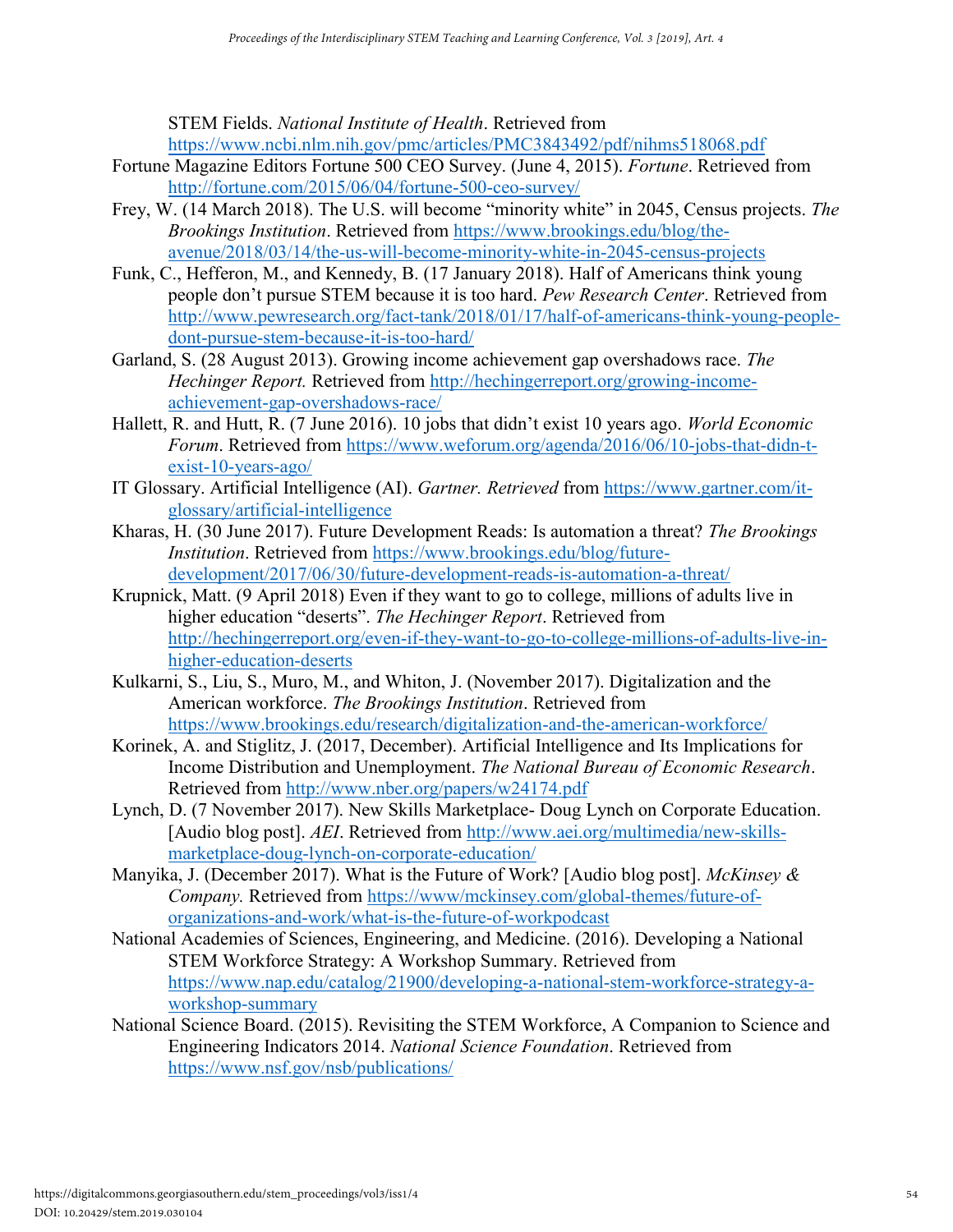STEM Fields. *National Institute of Health*. Retrieved from https://www.ncbi.nlm.nih.gov/pmc/articles/PMC3843492/pdf/nihms518068.pdf

Fortune Magazine Editors Fortune 500 CEO Survey. (June 4, 2015). *Fortune*. Retrieved from http://fortune.com/2015/06/04/fortune-500-ceo-survey/

Frey, W. (14 March 2018). The U.S. will become "minority white" in 2045, Census projects. *The Brookings Institution*. Retrieved from https://www.brookings.edu/blog/the-avenue/2018/03/14/the-us-will-become-minority-white-in-2045-census-projects

Funk, C., Hefferon, M., and Kennedy, B. (17 January 2018). Half of Americans think young people don't pursue STEM because it is too hard. *Pew Research Center*. Retrieved from http://www.pewresearch.org/fact-tank/2018/01/17/half-of-americans-think-young-people-dont-pursue-stem-because-it-is-too-hard/

Garland, S. (28 August 2013). Growing income achievement gap overshadows race. *The Hechinger Report.* Retrieved from http://hechingerreport.org/growing-income-achievement-gap-overshadows-race/

Hallett, R. and Hutt, R. (7 June 2016). 10 jobs that didn't exist 10 years ago. *World Economic Forum*. Retrieved from https://www.weforum.org/agenda/2016/06/10-jobs-that-didn-t-exist-10-years-ago/

IT Glossary. Artificial Intelligence (AI). *Gartner. Retrieved* from https://www.gartner.com/it-glossary/artificial-intelligence

Kharas, H. (30 June 2017). Future Development Reads: Is automation a threat? *The Brookings Institution*. Retrieved from https://www.brookings.edu/blog/future-development/2017/06/30/future-development-reads-is-automation-a-threat/

Krupnick, Matt. (9 April 2018) Even if they want to go to college, millions of adults live in higher education "deserts". *The Hechinger Report*. Retrieved from http://hechingerreport.org/even-if-they-want-to-go-to-college-millions-of-adults-live-in-higher-education-deserts

Kulkarni, S., Liu, S., Muro, M., and Whiton, J. (November 2017). Digitalization and the American workforce. *The Brookings Institution*. Retrieved from https://www.brookings.edu/research/digitalization-and-the-american-workforce/

Korinek, A. and Stiglitz, J. (2017, December). Artificial Intelligence and Its Implications for Income Distribution and Unemployment. *The National Bureau of Economic Research*. Retrieved from http://www.nber.org/papers/w24174.pdf

Lynch, D. (7 November 2017). New Skills Marketplace- Doug Lynch on Corporate Education. [Audio blog post]. *AEI*. Retrieved from http://www.aei.org/multimedia/new-skills-marketplace-doug-lynch-on-corporate-education/

Manyika, J. (December 2017). What is the Future of Work? [Audio blog post]. *McKinsey & Company.* Retrieved from https://www/mckinsey.com/global-themes/future-of-organizations-and-work/what-is-the-future-of-workpodcast

National Academies of Sciences, Engineering, and Medicine. (2016). Developing a National STEM Workforce Strategy: A Workshop Summary. Retrieved from https://www.nap.edu/catalog/21900/developing-a-national-stem-workforce-strategy-a-workshop-summary

National Science Board. (2015). Revisiting the STEM Workforce, A Companion to Science and Engineering Indicators 2014. *National Science Foundation*. Retrieved from https://www.nsf.gov/nsb/publications/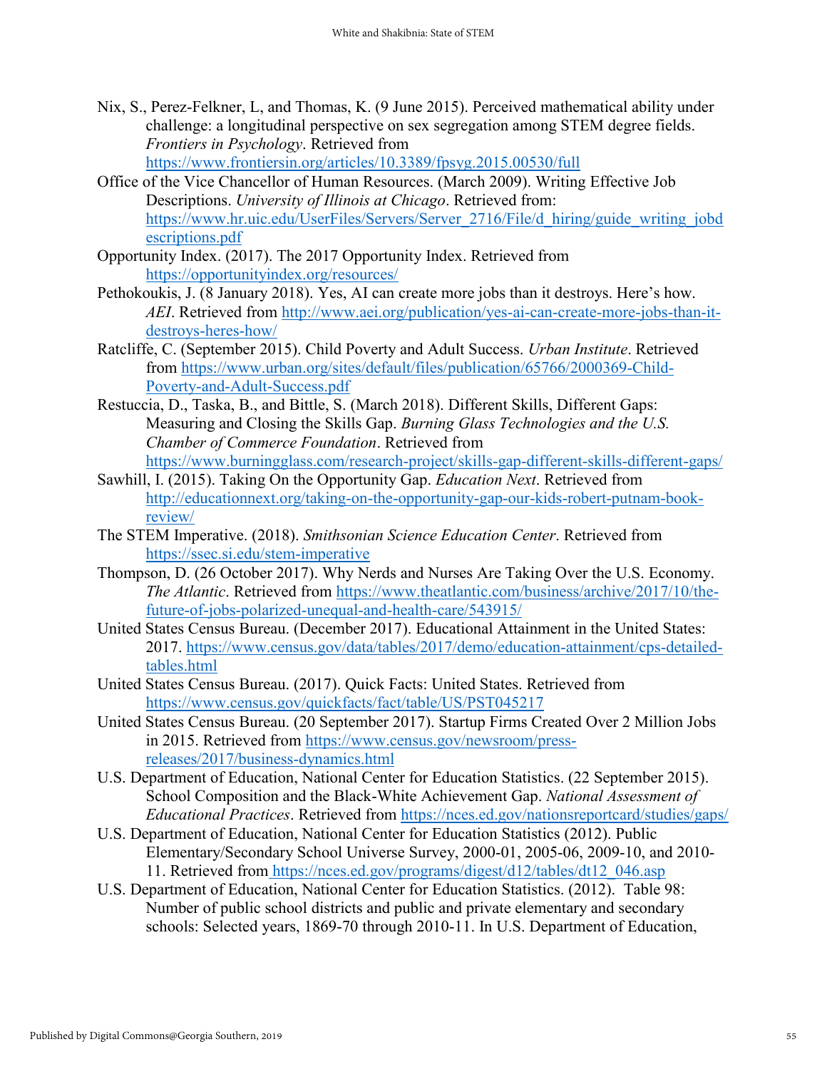Nix, S., Perez-Felkner, L, and Thomas, K. (9 June 2015). Perceived mathematical ability under challenge: a longitudinal perspective on sex segregation among STEM degree fields. *Frontiers in Psychology*. Retrieved from https://www.frontiersin.org/articles/10.3389/fpsyg.2015.00530/full

Office of the Vice Chancellor of Human Resources. (March 2009). Writing Effective Job Descriptions. *University of Illinois at Chicago*. Retrieved from: https://www.hr.uic.edu/UserFiles/Servers/Server_2716/File/d_hiring/guide_writing_jobdescriptions.pdf

Opportunity Index. (2017). The 2017 Opportunity Index. Retrieved from https://opportunityindex.org/resources/

Pethokoukis, J. (8 January 2018). Yes, AI can create more jobs than it destroys. Here's how. *AEI*. Retrieved from http://www.aei.org/publication/yes-ai-can-create-more-jobs-than-it-destroys-heres-how/

Ratcliffe, C. (September 2015). Child Poverty and Adult Success. *Urban Institute*. Retrieved from https://www.urban.org/sites/default/files/publication/65766/2000369-Child-Poverty-and-Adult-Success.pdf

Restuccia, D., Taska, B., and Bittle, S. (March 2018). Different Skills, Different Gaps: Measuring and Closing the Skills Gap. *Burning Glass Technologies and the U.S. Chamber of Commerce Foundation*. Retrieved from https://www.burningglass.com/research-project/skills-gap-different-skills-different-gaps/

Sawhill, I. (2015). Taking On the Opportunity Gap. *Education Next*. Retrieved from http://educationnext.org/taking-on-the-opportunity-gap-our-kids-robert-putnam-book-review/

The STEM Imperative. (2018). *Smithsonian Science Education Center*. Retrieved from https://ssec.si.edu/stem-imperative

Thompson, D. (26 October 2017). Why Nerds and Nurses Are Taking Over the U.S. Economy. *The Atlantic*. Retrieved from https://www.theatlantic.com/business/archive/2017/10/the-future-of-jobs-polarized-unequal-and-health-care/543915/

United States Census Bureau. (December 2017). Educational Attainment in the United States: 2017. https://www.census.gov/data/tables/2017/demo/education-attainment/cps-detailed-tables.html

United States Census Bureau. (2017). Quick Facts: United States. Retrieved from https://www.census.gov/quickfacts/fact/table/US/PST045217

United States Census Bureau. (20 September 2017). Startup Firms Created Over 2 Million Jobs in 2015. Retrieved from https://www.census.gov/newsroom/press-releases/2017/business-dynamics.html

U.S. Department of Education, National Center for Education Statistics. (22 September 2015). School Composition and the Black-White Achievement Gap. *National Assessment of Educational Practices*. Retrieved from https://nces.ed.gov/nationsreportcard/studies/gaps/

U.S. Department of Education, National Center for Education Statistics (2012). Public Elementary/Secondary School Universe Survey, 2000-01, 2005-06, 2009-10, and 2010-11. Retrieved from https://nces.ed.gov/programs/digest/d12/tables/dt12_046.asp

U.S. Department of Education, National Center for Education Statistics. (2012). Table 98: Number of public school districts and public and private elementary and secondary schools: Selected years, 1869-70 through 2010-11. In U.S. Department of Education,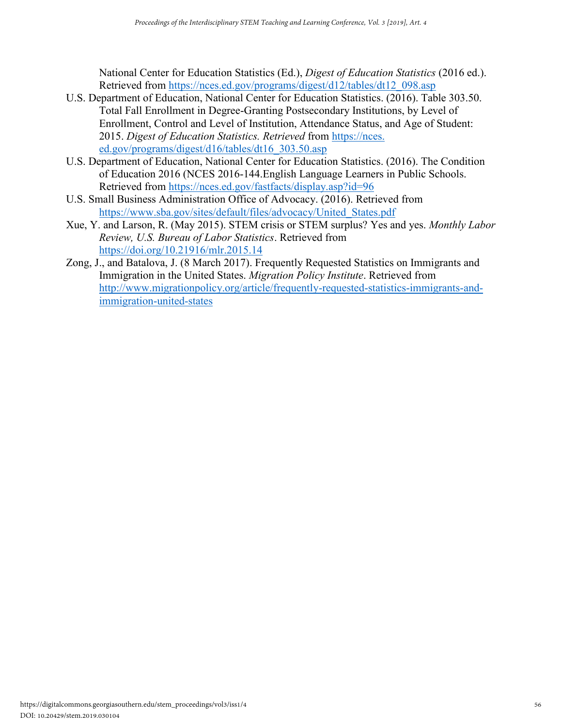National Center for Education Statistics (Ed.), *Digest of Education Statistics* (2016 ed.). Retrieved from https://nces.ed.gov/programs/digest/d12/tables/dt12_098.asp

U.S. Department of Education, National Center for Education Statistics. (2016). Table 303.50. Total Fall Enrollment in Degree-Granting Postsecondary Institutions, by Level of Enrollment, Control and Level of Institution, Attendance Status, and Age of Student: 2015. *Digest of Education Statistics. Retrieved* from https://nces.ed.gov/programs/digest/d16/tables/dt16_303.50.asp

U.S. Department of Education, National Center for Education Statistics. (2016). The Condition of Education 2016 (NCES 2016-144.English Language Learners in Public Schools. Retrieved from https://nces.ed.gov/fastfacts/display.asp?id=96

U.S. Small Business Administration Office of Advocacy. (2016). Retrieved from https://www.sba.gov/sites/default/files/advocacy/United_States.pdf

Xue, Y. and Larson, R. (May 2015). STEM crisis or STEM surplus? Yes and yes. *Monthly Labor Review, U.S. Bureau of Labor Statistics*. Retrieved from https://doi.org/10.21916/mlr.2015.14

Zong, J., and Batalova, J. (8 March 2017). Frequently Requested Statistics on Immigrants and Immigration in the United States. *Migration Policy Institute*. Retrieved from http://www.migrationpolicy.org/article/frequently-requested-statistics-immigrants-and-immigration-united-states